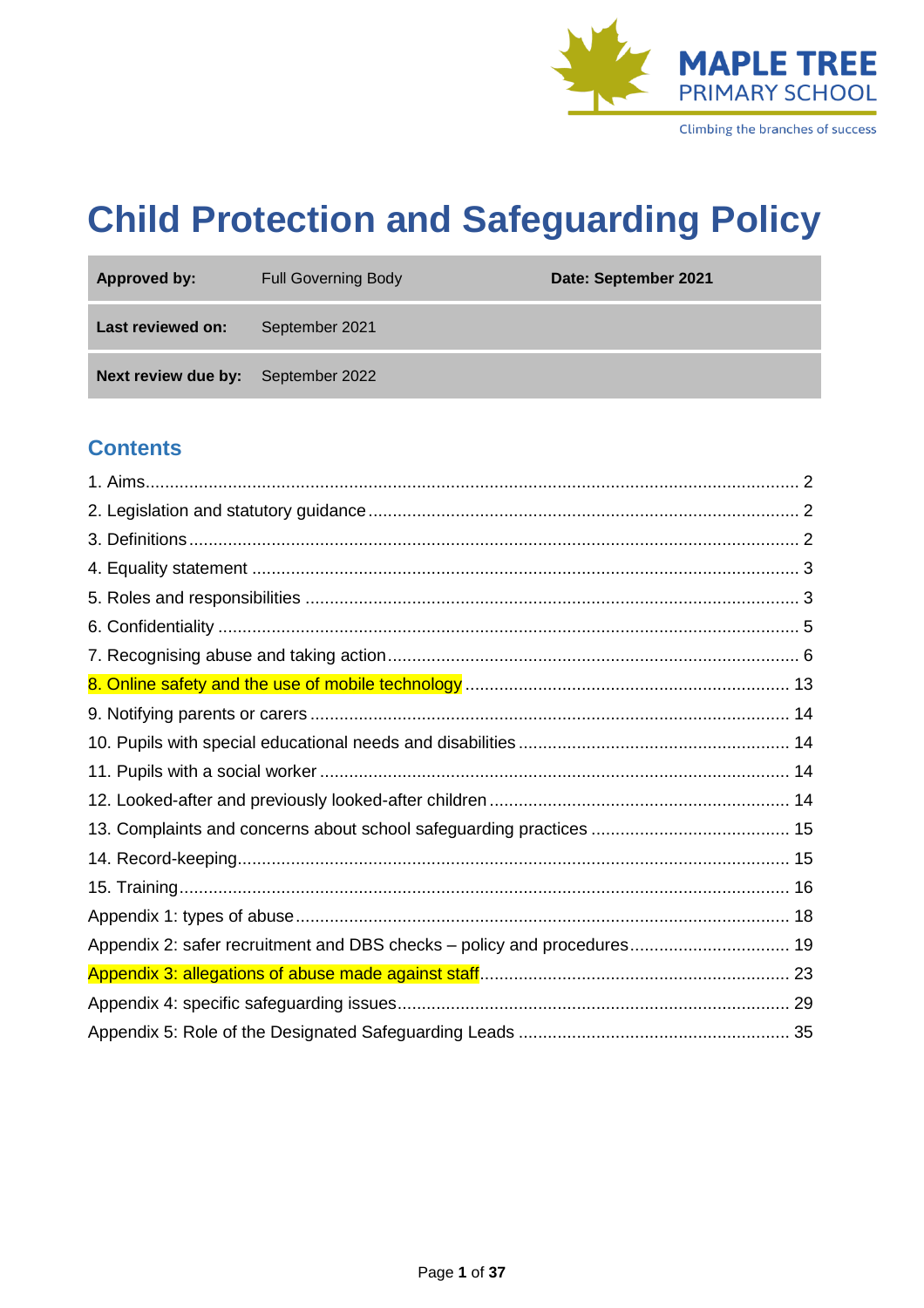MAPLE TREE
PRIMARY SCHOOL

Climbing the branches of success

# Child Protection and Safeguarding Policy

| Approved by: | Full Governing Body | Date: September 2021 |
|---|---|---|
| Last reviewed on: | September 2021 | |
| Next review due by: | September 2022 | |

## Contents

1. Aims ... 2
2. Legislation and statutory guidance ... 2
3. Definitions ... 2
4. Equality statement ... 3
5. Roles and responsibilities ... 3
6. Confidentiality ... 5
7. Recognising abuse and taking action ... 6
8. Online safety and the use of mobile technology ... 13
9. Notifying parents or carers ... 14
10. Pupils with special educational needs and disabilities ... 14
11. Pupils with a social worker ... 14
12. Looked-after and previously looked-after children ... 14
13. Complaints and concerns about school safeguarding practices ... 15
14. Record-keeping ... 15
15. Training ... 16

Appendix 1: types of abuse ... 18
Appendix 2: safer recruitment and DBS checks – policy and procedures ... 19
Appendix 3: allegations of abuse made against staff ... 23
Appendix 4: specific safeguarding issues ... 29
Appendix 5: Role of the Designated Safeguarding Leads ... 35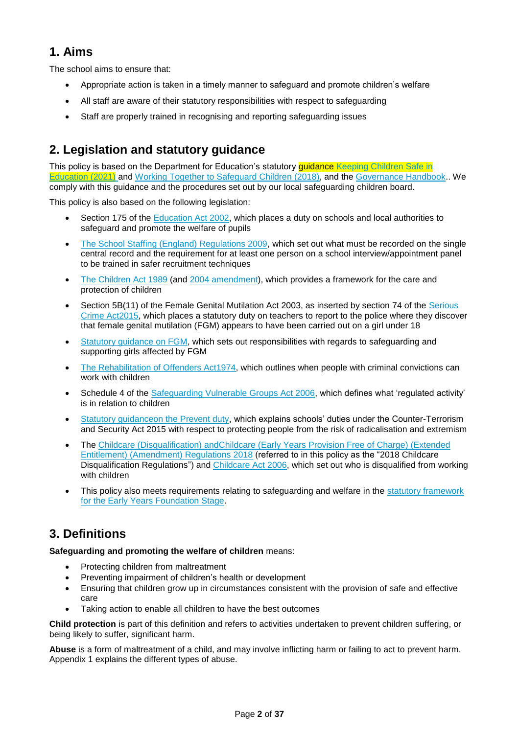## 1. Aims

The school aims to ensure that:

- Appropriate action is taken in a timely manner to safeguard and promote children's welfare
- All staff are aware of their statutory responsibilities with respect to safeguarding
- Staff are properly trained in recognising and reporting safeguarding issues

## 2. Legislation and statutory guidance

This policy is based on the Department for Education's statutory guidance Keeping Children Safe in Education (2021) and Working Together to Safeguard Children (2018), and the Governance Handbook.. We comply with this guidance and the procedures set out by our local safeguarding children board.

This policy is also based on the following legislation:

- Section 175 of the Education Act 2002, which places a duty on schools and local authorities to safeguard and promote the welfare of pupils
- The School Staffing (England) Regulations 2009, which set out what must be recorded on the single central record and the requirement for at least one person on a school interview/appointment panel to be trained in safer recruitment techniques
- The Children Act 1989 (and 2004 amendment), which provides a framework for the care and protection of children
- Section 5B(11) of the Female Genital Mutilation Act 2003, as inserted by section 74 of the Serious Crime Act2015, which places a statutory duty on teachers to report to the police where they discover that female genital mutilation (FGM) appears to have been carried out on a girl under 18
- Statutory guidance on FGM, which sets out responsibilities with regards to safeguarding and supporting girls affected by FGM
- The Rehabilitation of Offenders Act1974, which outlines when people with criminal convictions can work with children
- Schedule 4 of the Safeguarding Vulnerable Groups Act 2006, which defines what 'regulated activity' is in relation to children
- Statutory guidanceon the Prevent duty, which explains schools' duties under the Counter-Terrorism and Security Act 2015 with respect to protecting people from the risk of radicalisation and extremism
- The Childcare (Disqualification) andChildcare (Early Years Provision Free of Charge) (Extended Entitlement) (Amendment) Regulations 2018 (referred to in this policy as the "2018 Childcare Disqualification Regulations") and Childcare Act 2006, which set out who is disqualified from working with children
- This policy also meets requirements relating to safeguarding and welfare in the statutory framework for the Early Years Foundation Stage.

## 3. Definitions

**Safeguarding and promoting the welfare of children** means:

- Protecting children from maltreatment
- Preventing impairment of children's health or development
- Ensuring that children grow up in circumstances consistent with the provision of safe and effective care
- Taking action to enable all children to have the best outcomes

**Child protection** is part of this definition and refers to activities undertaken to prevent children suffering, or being likely to suffer, significant harm.

**Abuse** is a form of maltreatment of a child, and may involve inflicting harm or failing to act to prevent harm. Appendix 1 explains the different types of abuse.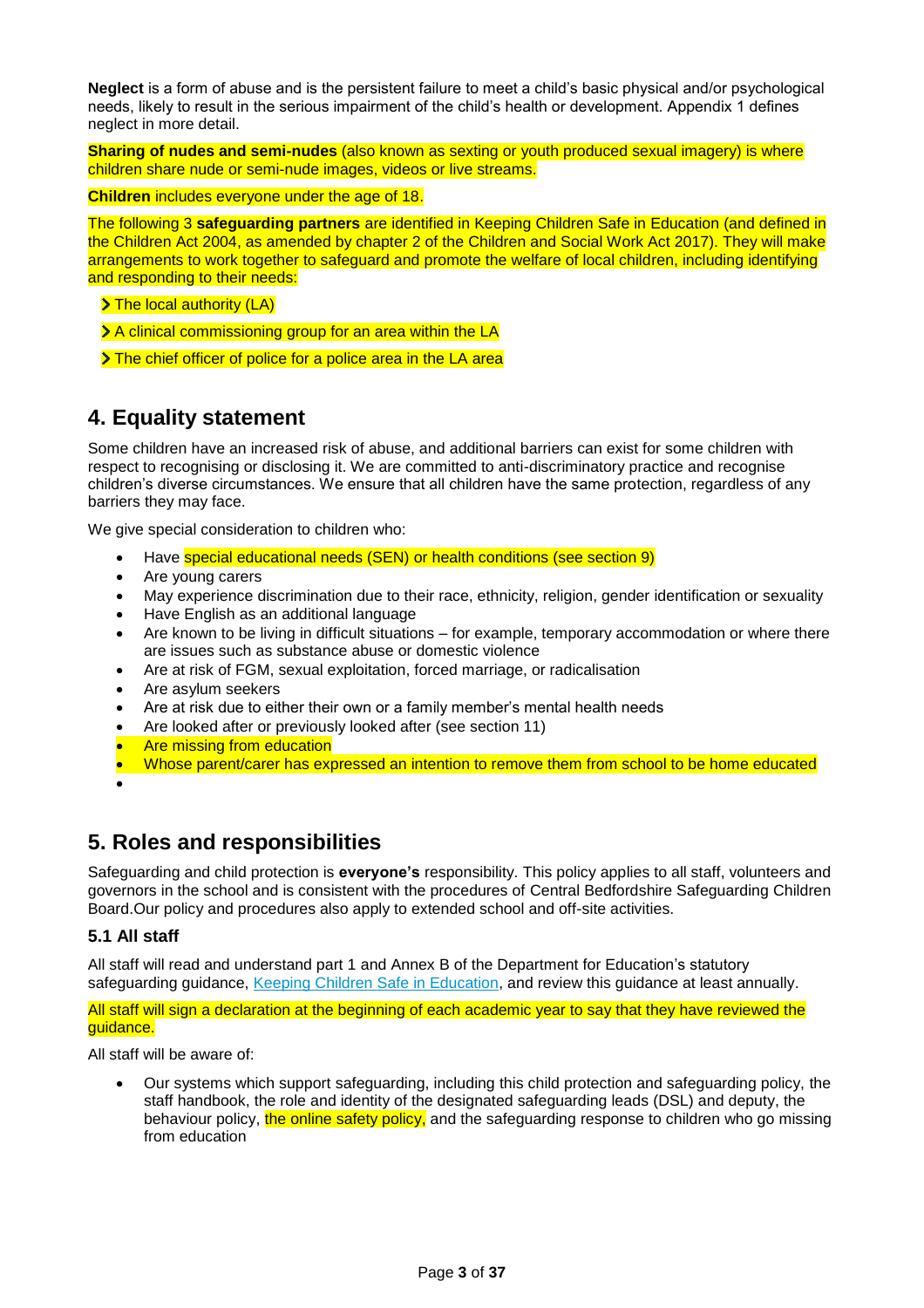**Neglect** is a form of abuse and is the persistent failure to meet a child's basic physical and/or psychological needs, likely to result in the serious impairment of the child's health or development. Appendix 1 defines neglect in more detail.

**Sharing of nudes and semi-nudes** (also known as sexting or youth produced sexual imagery) is where children share nude or semi-nude images, videos or live streams.

**Children** includes everyone under the age of 18.

The following 3 **safeguarding partners** are identified in Keeping Children Safe in Education (and defined in the Children Act 2004, as amended by chapter 2 of the Children and Social Work Act 2017). They will make arrangements to work together to safeguard and promote the welfare of local children, including identifying and responding to their needs:

- The local authority (LA)
- A clinical commissioning group for an area within the LA
- The chief officer of police for a police area in the LA area

## 4. Equality statement

Some children have an increased risk of abuse, and additional barriers can exist for some children with respect to recognising or disclosing it. We are committed to anti-discriminatory practice and recognise children's diverse circumstances. We ensure that all children have the same protection, regardless of any barriers they may face.

We give special consideration to children who:

- Have special educational needs (SEN) or health conditions (see section 9)
- Are young carers
- May experience discrimination due to their race, ethnicity, religion, gender identification or sexuality
- Have English as an additional language
- Are known to be living in difficult situations – for example, temporary accommodation or where there are issues such as substance abuse or domestic violence
- Are at risk of FGM, sexual exploitation, forced marriage, or radicalisation
- Are asylum seekers
- Are at risk due to either their own or a family member's mental health needs
- Are looked after or previously looked after (see section 11)
- Are missing from education
- Whose parent/carer has expressed an intention to remove them from school to be home educated

## 5. Roles and responsibilities

Safeguarding and child protection is **everyone's** responsibility. This policy applies to all staff, volunteers and governors in the school and is consistent with the procedures of Central Bedfordshire Safeguarding Children Board.Our policy and procedures also apply to extended school and off-site activities.

### 5.1 All staff

All staff will read and understand part 1 and Annex B of the Department for Education's statutory safeguarding guidance, Keeping Children Safe in Education, and review this guidance at least annually.

All staff will sign a declaration at the beginning of each academic year to say that they have reviewed the guidance.

All staff will be aware of:

- Our systems which support safeguarding, including this child protection and safeguarding policy, the staff handbook, the role and identity of the designated safeguarding leads (DSL) and deputy, the behaviour policy, the online safety policy, and the safeguarding response to children who go missing from education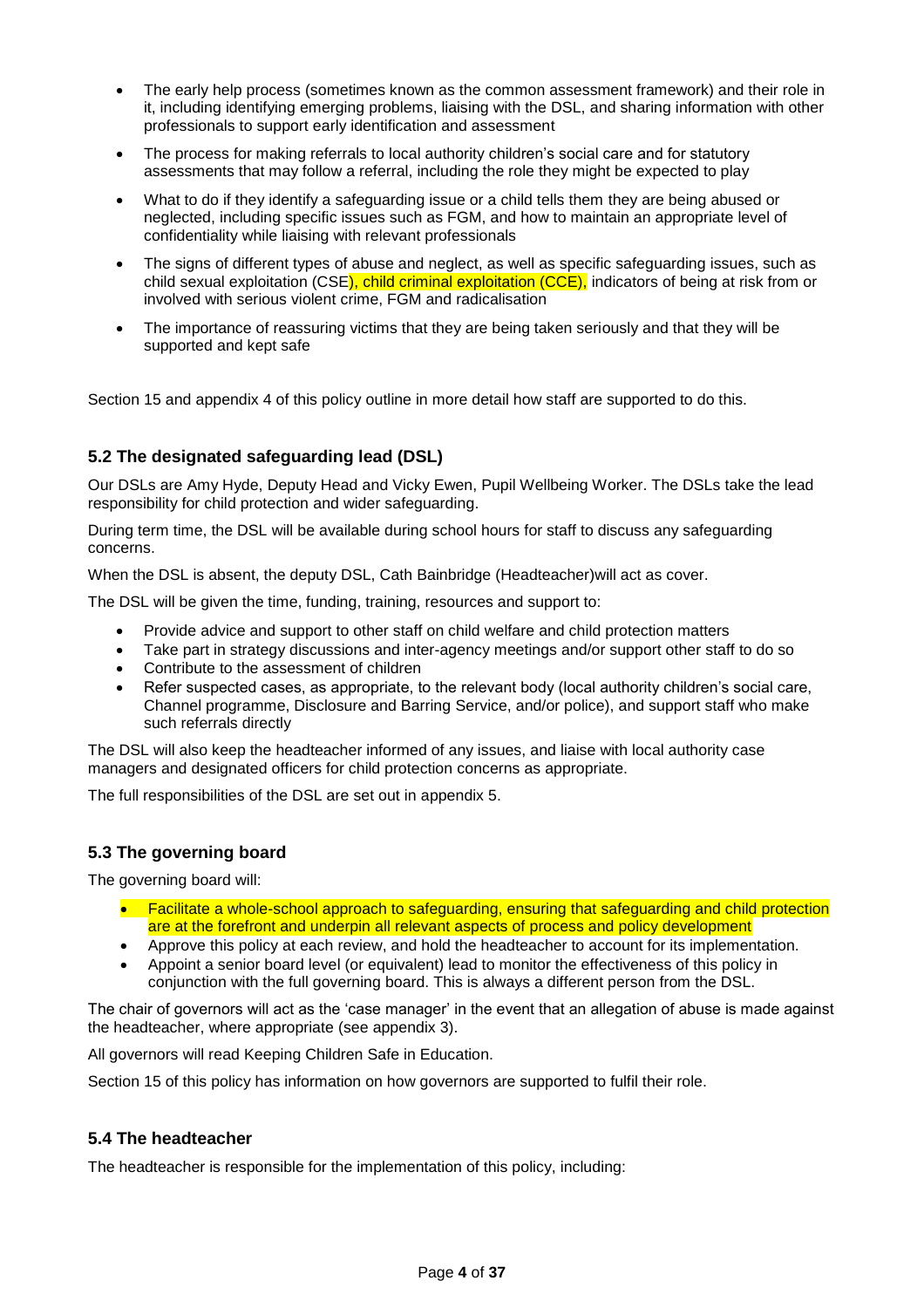- The early help process (sometimes known as the common assessment framework) and their role in it, including identifying emerging problems, liaising with the DSL, and sharing information with other professionals to support early identification and assessment
- The process for making referrals to local authority children's social care and for statutory assessments that may follow a referral, including the role they might be expected to play
- What to do if they identify a safeguarding issue or a child tells them they are being abused or neglected, including specific issues such as FGM, and how to maintain an appropriate level of confidentiality while liaising with relevant professionals
- The signs of different types of abuse and neglect, as well as specific safeguarding issues, such as child sexual exploitation (CSE), child criminal exploitation (CCE), indicators of being at risk from or involved with serious violent crime, FGM and radicalisation
- The importance of reassuring victims that they are being taken seriously and that they will be supported and kept safe

Section 15 and appendix 4 of this policy outline in more detail how staff are supported to do this.

### 5.2 The designated safeguarding lead (DSL)

Our DSLs are Amy Hyde, Deputy Head and Vicky Ewen, Pupil Wellbeing Worker. The DSLs take the lead responsibility for child protection and wider safeguarding.

During term time, the DSL will be available during school hours for staff to discuss any safeguarding concerns.

When the DSL is absent, the deputy DSL, Cath Bainbridge (Headteacher)will act as cover.

The DSL will be given the time, funding, training, resources and support to:

- Provide advice and support to other staff on child welfare and child protection matters
- Take part in strategy discussions and inter-agency meetings and/or support other staff to do so
- Contribute to the assessment of children
- Refer suspected cases, as appropriate, to the relevant body (local authority children's social care, Channel programme, Disclosure and Barring Service, and/or police), and support staff who make such referrals directly

The DSL will also keep the headteacher informed of any issues, and liaise with local authority case managers and designated officers for child protection concerns as appropriate.

The full responsibilities of the DSL are set out in appendix 5.

### 5.3 The governing board

The governing board will:

- Facilitate a whole-school approach to safeguarding, ensuring that safeguarding and child protection are at the forefront and underpin all relevant aspects of process and policy development
- Approve this policy at each review, and hold the headteacher to account for its implementation.
- Appoint a senior board level (or equivalent) lead to monitor the effectiveness of this policy in conjunction with the full governing board. This is always a different person from the DSL.

The chair of governors will act as the 'case manager' in the event that an allegation of abuse is made against the headteacher, where appropriate (see appendix 3).

All governors will read Keeping Children Safe in Education.

Section 15 of this policy has information on how governors are supported to fulfil their role.

### 5.4 The headteacher

The headteacher is responsible for the implementation of this policy, including: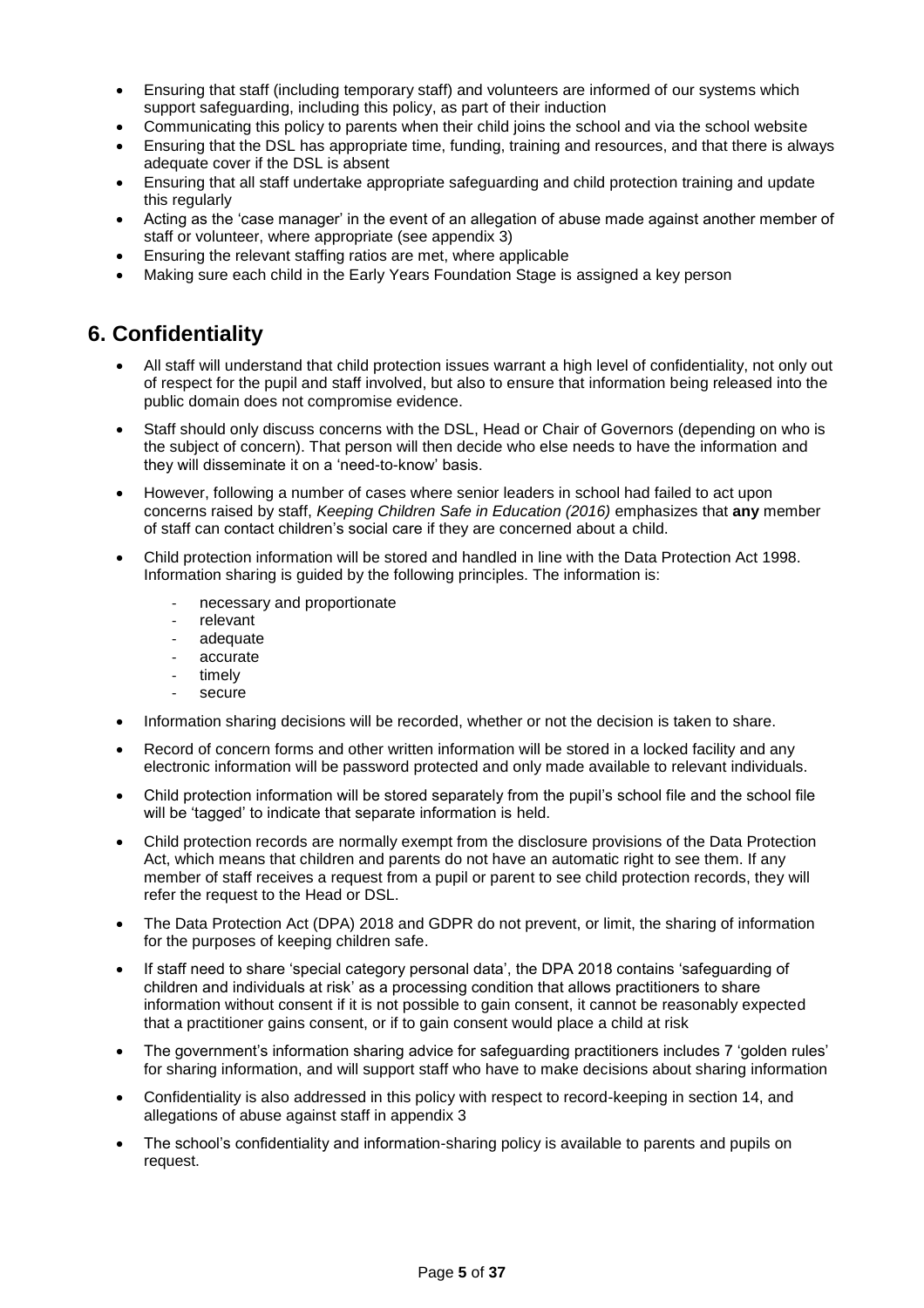- Ensuring that staff (including temporary staff) and volunteers are informed of our systems which support safeguarding, including this policy, as part of their induction
- Communicating this policy to parents when their child joins the school and via the school website
- Ensuring that the DSL has appropriate time, funding, training and resources, and that there is always adequate cover if the DSL is absent
- Ensuring that all staff undertake appropriate safeguarding and child protection training and update this regularly
- Acting as the 'case manager' in the event of an allegation of abuse made against another member of staff or volunteer, where appropriate (see appendix 3)
- Ensuring the relevant staffing ratios are met, where applicable
- Making sure each child in the Early Years Foundation Stage is assigned a key person

## 6. Confidentiality

- All staff will understand that child protection issues warrant a high level of confidentiality, not only out of respect for the pupil and staff involved, but also to ensure that information being released into the public domain does not compromise evidence.
- Staff should only discuss concerns with the DSL, Head or Chair of Governors (depending on who is the subject of concern). That person will then decide who else needs to have the information and they will disseminate it on a 'need-to-know' basis.
- However, following a number of cases where senior leaders in school had failed to act upon concerns raised by staff, *Keeping Children Safe in Education (2016)* emphasizes that **any** member of staff can contact children's social care if they are concerned about a child.
- Child protection information will be stored and handled in line with the Data Protection Act 1998. Information sharing is guided by the following principles. The information is:
  - necessary and proportionate
  - relevant
  - adequate
  - accurate
  - timely
  - secure
- Information sharing decisions will be recorded, whether or not the decision is taken to share.
- Record of concern forms and other written information will be stored in a locked facility and any electronic information will be password protected and only made available to relevant individuals.
- Child protection information will be stored separately from the pupil's school file and the school file will be 'tagged' to indicate that separate information is held.
- Child protection records are normally exempt from the disclosure provisions of the Data Protection Act, which means that children and parents do not have an automatic right to see them. If any member of staff receives a request from a pupil or parent to see child protection records, they will refer the request to the Head or DSL.
- The Data Protection Act (DPA) 2018 and GDPR do not prevent, or limit, the sharing of information for the purposes of keeping children safe.
- If staff need to share 'special category personal data', the DPA 2018 contains 'safeguarding of children and individuals at risk' as a processing condition that allows practitioners to share information without consent if it is not possible to gain consent, it cannot be reasonably expected that a practitioner gains consent, or if to gain consent would place a child at risk
- The government's information sharing advice for safeguarding practitioners includes 7 'golden rules' for sharing information, and will support staff who have to make decisions about sharing information
- Confidentiality is also addressed in this policy with respect to record-keeping in section 14, and allegations of abuse against staff in appendix 3
- The school's confidentiality and information-sharing policy is available to parents and pupils on request.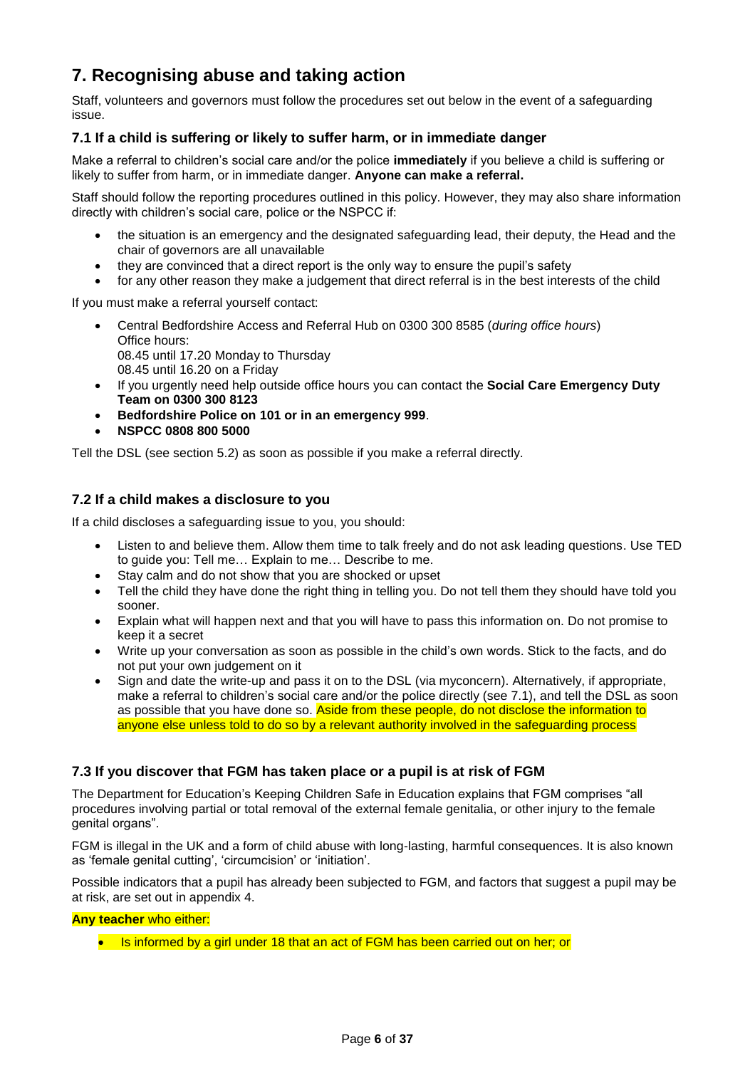## 7. Recognising abuse and taking action

Staff, volunteers and governors must follow the procedures set out below in the event of a safeguarding issue.

### 7.1 If a child is suffering or likely to suffer harm, or in immediate danger

Make a referral to children's social care and/or the police **immediately** if you believe a child is suffering or likely to suffer from harm, or in immediate danger. **Anyone can make a referral.**

Staff should follow the reporting procedures outlined in this policy. However, they may also share information directly with children's social care, police or the NSPCC if:

- the situation is an emergency and the designated safeguarding lead, their deputy, the Head and the chair of governors are all unavailable
- they are convinced that a direct report is the only way to ensure the pupil's safety
- for any other reason they make a judgement that direct referral is in the best interests of the child

If you must make a referral yourself contact:

- Central Bedfordshire Access and Referral Hub on 0300 300 8585 (*during office hours*)
  Office hours:
  08.45 until 17.20 Monday to Thursday
  08.45 until 16.20 on a Friday
- If you urgently need help outside office hours you can contact the **Social Care Emergency Duty Team on 0300 300 8123**
- **Bedfordshire Police on 101 or in an emergency 999**.
- **NSPCC 0808 800 5000**

Tell the DSL (see section 5.2) as soon as possible if you make a referral directly.

### 7.2 If a child makes a disclosure to you

If a child discloses a safeguarding issue to you, you should:

- Listen to and believe them. Allow them time to talk freely and do not ask leading questions. Use TED to guide you: Tell me… Explain to me… Describe to me.
- Stay calm and do not show that you are shocked or upset
- Tell the child they have done the right thing in telling you. Do not tell them they should have told you sooner.
- Explain what will happen next and that you will have to pass this information on. Do not promise to keep it a secret
- Write up your conversation as soon as possible in the child's own words. Stick to the facts, and do not put your own judgement on it
- Sign and date the write-up and pass it on to the DSL (via myconcern). Alternatively, if appropriate, make a referral to children's social care and/or the police directly (see 7.1), and tell the DSL as soon as possible that you have done so. Aside from these people, do not disclose the information to anyone else unless told to do so by a relevant authority involved in the safeguarding process

### 7.3 If you discover that FGM has taken place or a pupil is at risk of FGM

The Department for Education's Keeping Children Safe in Education explains that FGM comprises "all procedures involving partial or total removal of the external female genitalia, or other injury to the female genital organs".

FGM is illegal in the UK and a form of child abuse with long-lasting, harmful consequences. It is also known as 'female genital cutting', 'circumcision' or 'initiation'.

Possible indicators that a pupil has already been subjected to FGM, and factors that suggest a pupil may be at risk, are set out in appendix 4.

**Any teacher** who either:

- Is informed by a girl under 18 that an act of FGM has been carried out on her; or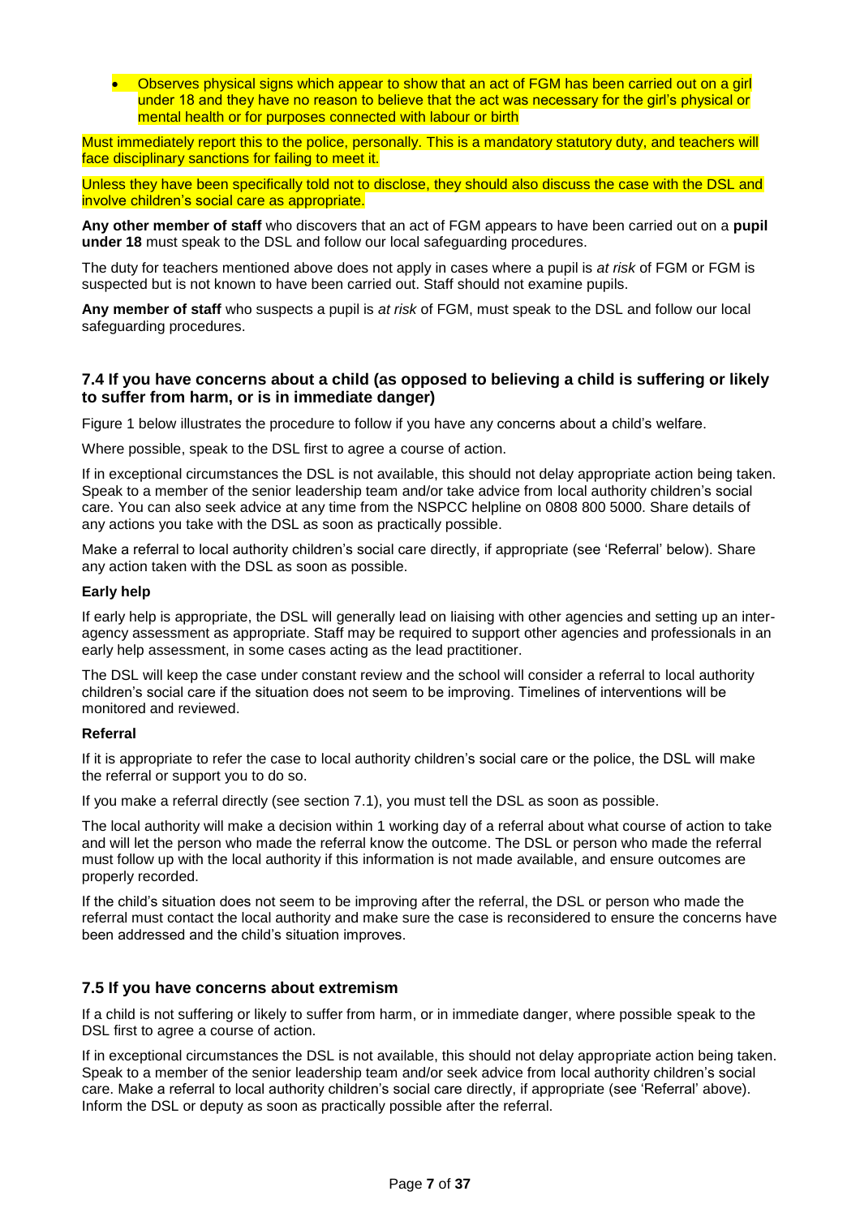- Observes physical signs which appear to show that an act of FGM has been carried out on a girl under 18 and they have no reason to believe that the act was necessary for the girl's physical or mental health or for purposes connected with labour or birth

Must immediately report this to the police, personally. This is a mandatory statutory duty, and teachers will face disciplinary sanctions for failing to meet it.

Unless they have been specifically told not to disclose, they should also discuss the case with the DSL and involve children's social care as appropriate.

**Any other member of staff** who discovers that an act of FGM appears to have been carried out on a **pupil under 18** must speak to the DSL and follow our local safeguarding procedures.

The duty for teachers mentioned above does not apply in cases where a pupil is *at risk* of FGM or FGM is suspected but is not known to have been carried out. Staff should not examine pupils.

**Any member of staff** who suspects a pupil is *at risk* of FGM, must speak to the DSL and follow our local safeguarding procedures.

### 7.4 If you have concerns about a child (as opposed to believing a child is suffering or likely to suffer from harm, or is in immediate danger)

Figure 1 below illustrates the procedure to follow if you have any concerns about a child's welfare.

Where possible, speak to the DSL first to agree a course of action.

If in exceptional circumstances the DSL is not available, this should not delay appropriate action being taken. Speak to a member of the senior leadership team and/or take advice from local authority children's social care. You can also seek advice at any time from the NSPCC helpline on 0808 800 5000. Share details of any actions you take with the DSL as soon as practically possible.

Make a referral to local authority children's social care directly, if appropriate (see 'Referral' below). Share any action taken with the DSL as soon as possible.

**Early help**

If early help is appropriate, the DSL will generally lead on liaising with other agencies and setting up an inter-agency assessment as appropriate. Staff may be required to support other agencies and professionals in an early help assessment, in some cases acting as the lead practitioner.

The DSL will keep the case under constant review and the school will consider a referral to local authority children's social care if the situation does not seem to be improving. Timelines of interventions will be monitored and reviewed.

**Referral**

If it is appropriate to refer the case to local authority children's social care or the police, the DSL will make the referral or support you to do so.

If you make a referral directly (see section 7.1), you must tell the DSL as soon as possible.

The local authority will make a decision within 1 working day of a referral about what course of action to take and will let the person who made the referral know the outcome. The DSL or person who made the referral must follow up with the local authority if this information is not made available, and ensure outcomes are properly recorded.

If the child's situation does not seem to be improving after the referral, the DSL or person who made the referral must contact the local authority and make sure the case is reconsidered to ensure the concerns have been addressed and the child's situation improves.

### 7.5 If you have concerns about extremism

If a child is not suffering or likely to suffer from harm, or in immediate danger, where possible speak to the DSL first to agree a course of action.

If in exceptional circumstances the DSL is not available, this should not delay appropriate action being taken. Speak to a member of the senior leadership team and/or seek advice from local authority children's social care. Make a referral to local authority children's social care directly, if appropriate (see 'Referral' above). Inform the DSL or deputy as soon as practically possible after the referral.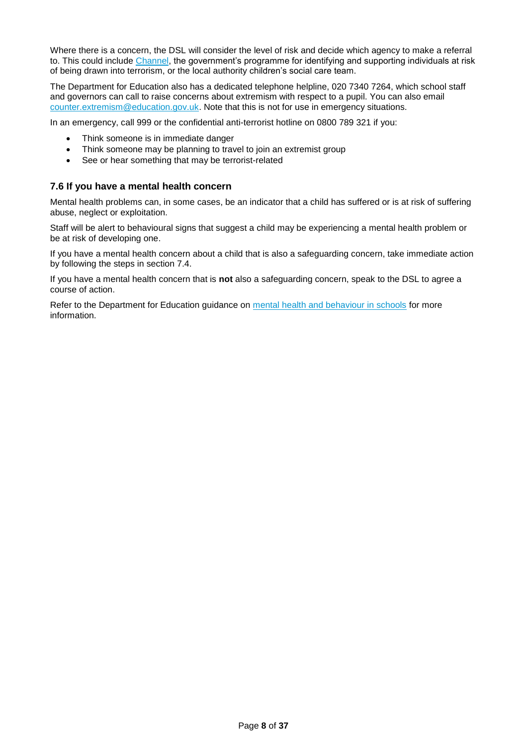Where there is a concern, the DSL will consider the level of risk and decide which agency to make a referral to. This could include [Channel](), the government's programme for identifying and supporting individuals at risk of being drawn into terrorism, or the local authority children's social care team.

The Department for Education also has a dedicated telephone helpline, 020 7340 7264, which school staff and governors can call to raise concerns about extremism with respect to a pupil. You can also email [counter.extremism@education.gov.uk](mailto:counter.extremism@education.gov.uk). Note that this is not for use in emergency situations.

In an emergency, call 999 or the confidential anti-terrorist hotline on 0800 789 321 if you:

- Think someone is in immediate danger
- Think someone may be planning to travel to join an extremist group
- See or hear something that may be terrorist-related

### 7.6 If you have a mental health concern

Mental health problems can, in some cases, be an indicator that a child has suffered or is at risk of suffering abuse, neglect or exploitation.

Staff will be alert to behavioural signs that suggest a child may be experiencing a mental health problem or be at risk of developing one.

If you have a mental health concern about a child that is also a safeguarding concern, take immediate action by following the steps in section 7.4.

If you have a mental health concern that is **not** also a safeguarding concern, speak to the DSL to agree a course of action.

Refer to the Department for Education guidance on [mental health and behaviour in schools]() for more information.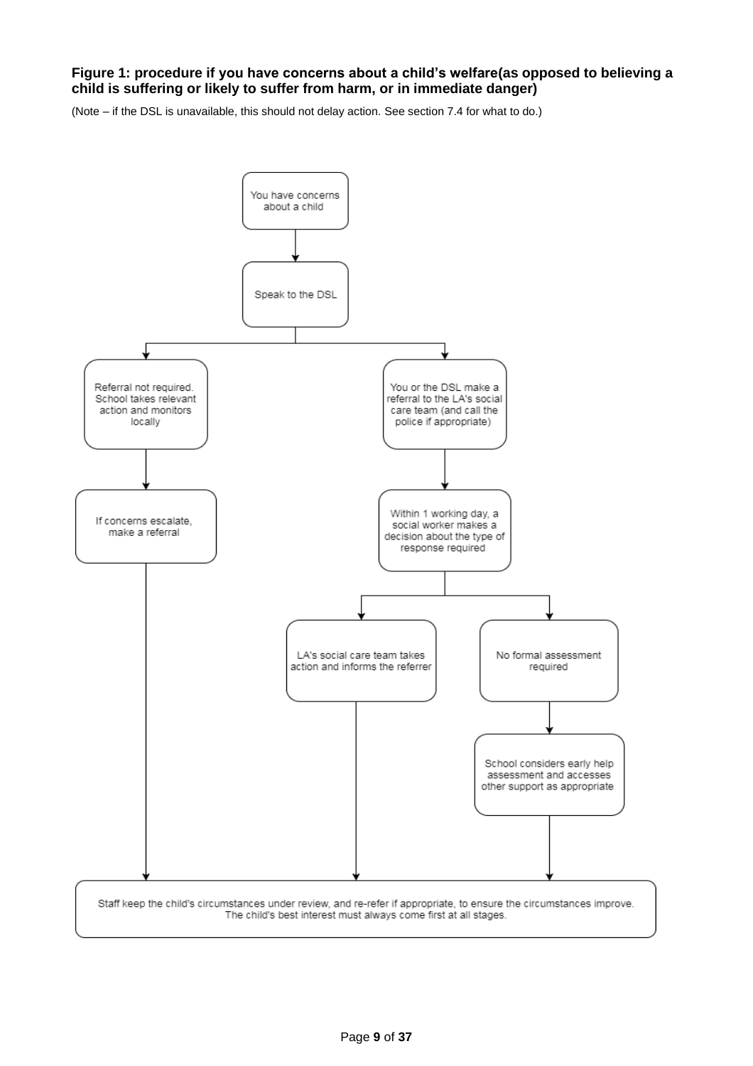**Figure 1: procedure if you have concerns about a child's welfare(as opposed to believing a child is suffering or likely to suffer from harm, or in immediate danger)**

(Note – if the DSL is unavailable, this should not delay action. See section 7.4 for what to do.)

You have concerns about a child

Speak to the DSL

Referral not required. School takes relevant action and monitors locally

If concerns escalate, make a referral

You or the DSL make a referral to the LA's social care team (and call the police if appropriate)

Within 1 working day, a social worker makes a decision about the type of response required

LA's social care team takes action and informs the referrer

No formal assessment required

School considers early help assessment and accesses other support as appropriate

Staff keep the child's circumstances under review, and re-refer if appropriate, to ensure the circumstances improve. The child's best interest must always come first at all stages.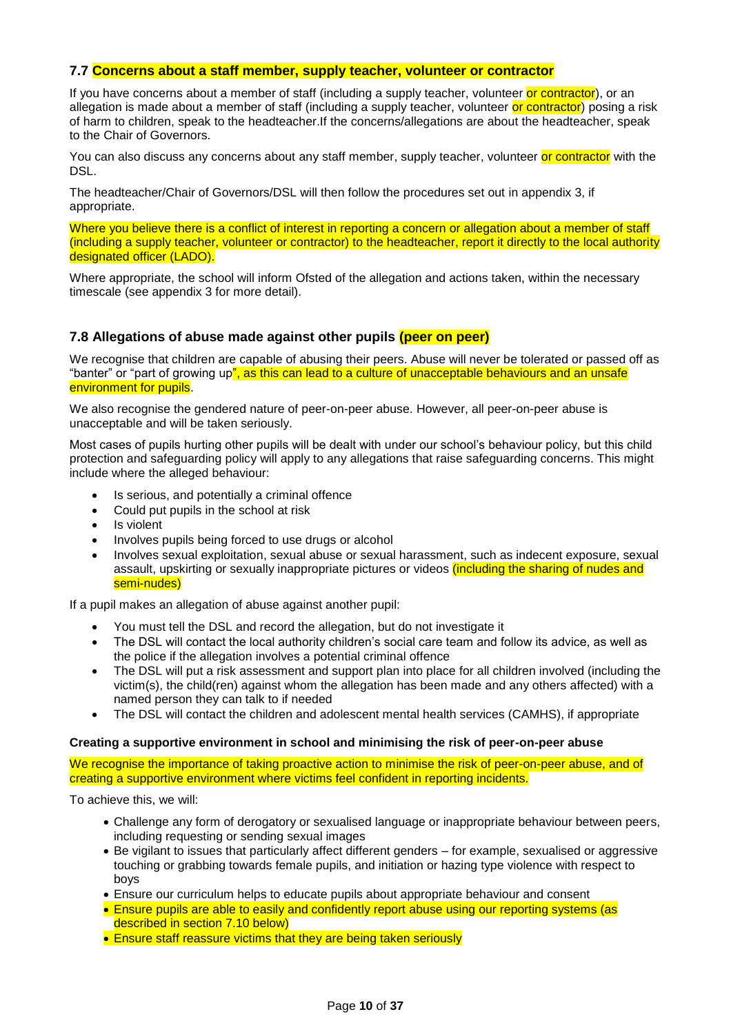### 7.7 Concerns about a staff member, supply teacher, volunteer or contractor

If you have concerns about a member of staff (including a supply teacher, volunteer or contractor), or an allegation is made about a member of staff (including a supply teacher, volunteer or contractor) posing a risk of harm to children, speak to the headteacher.If the concerns/allegations are about the headteacher, speak to the Chair of Governors.

You can also discuss any concerns about any staff member, supply teacher, volunteer or contractor with the DSL.

The headteacher/Chair of Governors/DSL will then follow the procedures set out in appendix 3, if appropriate.

Where you believe there is a conflict of interest in reporting a concern or allegation about a member of staff (including a supply teacher, volunteer or contractor) to the headteacher, report it directly to the local authority designated officer (LADO).

Where appropriate, the school will inform Ofsted of the allegation and actions taken, within the necessary timescale (see appendix 3 for more detail).

### 7.8 Allegations of abuse made against other pupils (peer on peer)

We recognise that children are capable of abusing their peers. Abuse will never be tolerated or passed off as "banter" or "part of growing up", as this can lead to a culture of unacceptable behaviours and an unsafe environment for pupils.

We also recognise the gendered nature of peer-on-peer abuse. However, all peer-on-peer abuse is unacceptable and will be taken seriously.

Most cases of pupils hurting other pupils will be dealt with under our school's behaviour policy, but this child protection and safeguarding policy will apply to any allegations that raise safeguarding concerns. This might include where the alleged behaviour:

- Is serious, and potentially a criminal offence
- Could put pupils in the school at risk
- Is violent
- Involves pupils being forced to use drugs or alcohol
- Involves sexual exploitation, sexual abuse or sexual harassment, such as indecent exposure, sexual assault, upskirting or sexually inappropriate pictures or videos (including the sharing of nudes and semi-nudes)

If a pupil makes an allegation of abuse against another pupil:

- You must tell the DSL and record the allegation, but do not investigate it
- The DSL will contact the local authority children's social care team and follow its advice, as well as the police if the allegation involves a potential criminal offence
- The DSL will put a risk assessment and support plan into place for all children involved (including the victim(s), the child(ren) against whom the allegation has been made and any others affected) with a named person they can talk to if needed
- The DSL will contact the children and adolescent mental health services (CAMHS), if appropriate

**Creating a supportive environment in school and minimising the risk of peer-on-peer abuse**

We recognise the importance of taking proactive action to minimise the risk of peer-on-peer abuse, and of creating a supportive environment where victims feel confident in reporting incidents.

To achieve this, we will:

- Challenge any form of derogatory or sexualised language or inappropriate behaviour between peers, including requesting or sending sexual images
- Be vigilant to issues that particularly affect different genders – for example, sexualised or aggressive touching or grabbing towards female pupils, and initiation or hazing type violence with respect to boys
- Ensure our curriculum helps to educate pupils about appropriate behaviour and consent
- Ensure pupils are able to easily and confidently report abuse using our reporting systems (as described in section 7.10 below)
- Ensure staff reassure victims that they are being taken seriously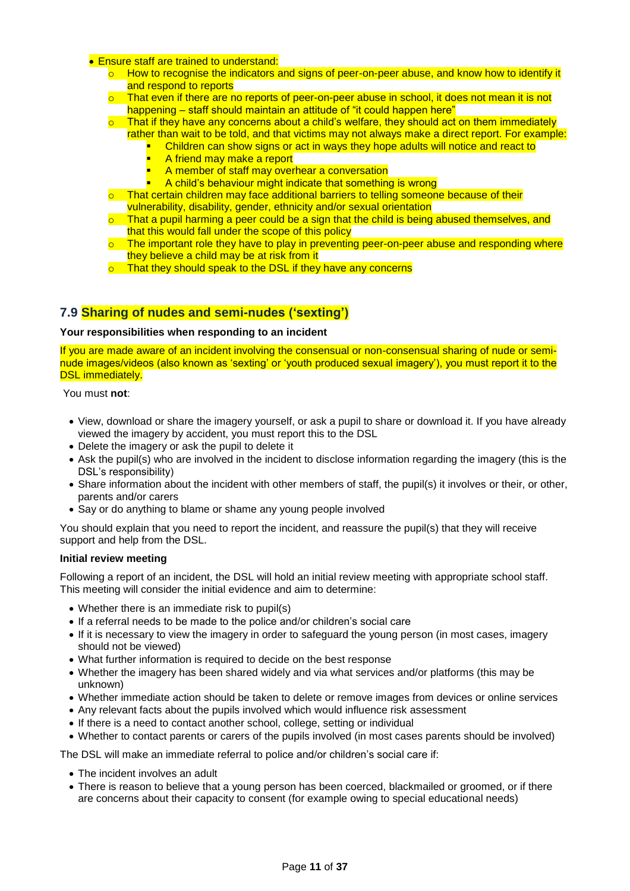- Ensure staff are trained to understand:
    - How to recognise the indicators and signs of peer-on-peer abuse, and know how to identify it and respond to reports
    - That even if there are no reports of peer-on-peer abuse in school, it does not mean it is not happening – staff should maintain an attitude of "it could happen here"
    - That if they have any concerns about a child's welfare, they should act on them immediately rather than wait to be told, and that victims may not always make a direct report. For example:
        - Children can show signs or act in ways they hope adults will notice and react to
        - A friend may make a report
        - A member of staff may overhear a conversation
        - A child's behaviour might indicate that something is wrong
    - That certain children may face additional barriers to telling someone because of their vulnerability, disability, gender, ethnicity and/or sexual orientation
    - That a pupil harming a peer could be a sign that the child is being abused themselves, and that this would fall under the scope of this policy
    - The important role they have to play in preventing peer-on-peer abuse and responding where they believe a child may be at risk from it
    - That they should speak to the DSL if they have any concerns

## 7.9 Sharing of nudes and semi-nudes ('sexting')

**Your responsibilities when responding to an incident**

If you are made aware of an incident involving the consensual or non-consensual sharing of nude or semi-nude images/videos (also known as 'sexting' or 'youth produced sexual imagery'), you must report it to the DSL immediately.

You must **not**:

- View, download or share the imagery yourself, or ask a pupil to share or download it. If you have already viewed the imagery by accident, you must report this to the DSL
- Delete the imagery or ask the pupil to delete it
- Ask the pupil(s) who are involved in the incident to disclose information regarding the imagery (this is the DSL's responsibility)
- Share information about the incident with other members of staff, the pupil(s) it involves or their, or other, parents and/or carers
- Say or do anything to blame or shame any young people involved

You should explain that you need to report the incident, and reassure the pupil(s) that they will receive support and help from the DSL.

**Initial review meeting**

Following a report of an incident, the DSL will hold an initial review meeting with appropriate school staff. This meeting will consider the initial evidence and aim to determine:

- Whether there is an immediate risk to pupil(s)
- If a referral needs to be made to the police and/or children's social care
- If it is necessary to view the imagery in order to safeguard the young person (in most cases, imagery should not be viewed)
- What further information is required to decide on the best response
- Whether the imagery has been shared widely and via what services and/or platforms (this may be unknown)
- Whether immediate action should be taken to delete or remove images from devices or online services
- Any relevant facts about the pupils involved which would influence risk assessment
- If there is a need to contact another school, college, setting or individual
- Whether to contact parents or carers of the pupils involved (in most cases parents should be involved)

The DSL will make an immediate referral to police and/or children's social care if:

- The incident involves an adult
- There is reason to believe that a young person has been coerced, blackmailed or groomed, or if there are concerns about their capacity to consent (for example owing to special educational needs)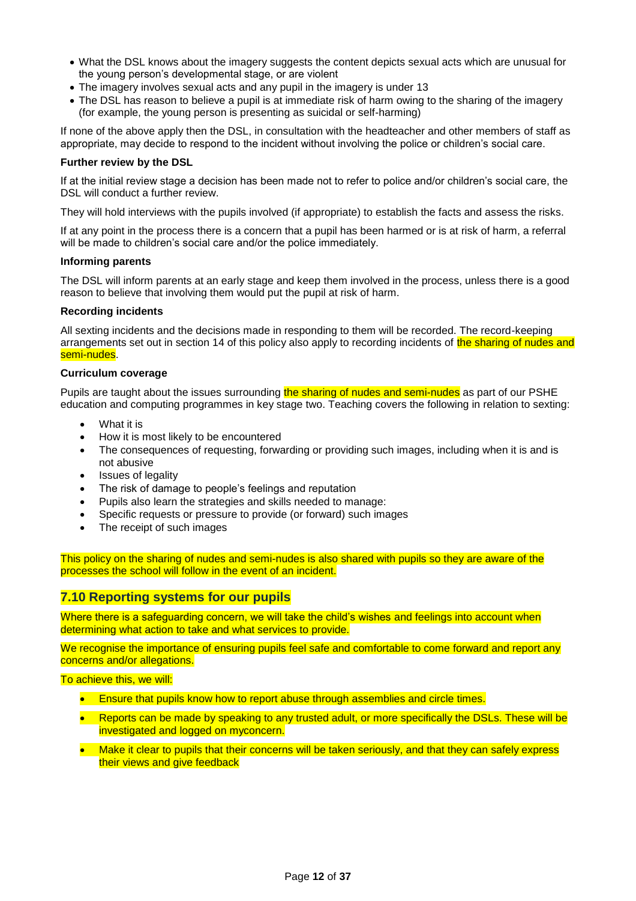- What the DSL knows about the imagery suggests the content depicts sexual acts which are unusual for the young person's developmental stage, or are violent
- The imagery involves sexual acts and any pupil in the imagery is under 13
- The DSL has reason to believe a pupil is at immediate risk of harm owing to the sharing of the imagery (for example, the young person is presenting as suicidal or self-harming)

If none of the above apply then the DSL, in consultation with the headteacher and other members of staff as appropriate, may decide to respond to the incident without involving the police or children's social care.

**Further review by the DSL**

If at the initial review stage a decision has been made not to refer to police and/or children's social care, the DSL will conduct a further review.

They will hold interviews with the pupils involved (if appropriate) to establish the facts and assess the risks.

If at any point in the process there is a concern that a pupil has been harmed or is at risk of harm, a referral will be made to children's social care and/or the police immediately.

**Informing parents**

The DSL will inform parents at an early stage and keep them involved in the process, unless there is a good reason to believe that involving them would put the pupil at risk of harm.

**Recording incidents**

All sexting incidents and the decisions made in responding to them will be recorded. The record-keeping arrangements set out in section 14 of this policy also apply to recording incidents of the sharing of nudes and semi-nudes.

**Curriculum coverage**

Pupils are taught about the issues surrounding the sharing of nudes and semi-nudes as part of our PSHE education and computing programmes in key stage two. Teaching covers the following in relation to sexting:

- What it is
- How it is most likely to be encountered
- The consequences of requesting, forwarding or providing such images, including when it is and is not abusive
- Issues of legality
- The risk of damage to people's feelings and reputation
- Pupils also learn the strategies and skills needed to manage:
- Specific requests or pressure to provide (or forward) such images
- The receipt of such images

This policy on the sharing of nudes and semi-nudes is also shared with pupils so they are aware of the processes the school will follow in the event of an incident.

## 7.10 Reporting systems for our pupils

Where there is a safeguarding concern, we will take the child's wishes and feelings into account when determining what action to take and what services to provide.

We recognise the importance of ensuring pupils feel safe and comfortable to come forward and report any concerns and/or allegations.

To achieve this, we will:

- Ensure that pupils know how to report abuse through assemblies and circle times.
- Reports can be made by speaking to any trusted adult, or more specifically the DSLs. These will be investigated and logged on myconcern.
- Make it clear to pupils that their concerns will be taken seriously, and that they can safely express their views and give feedback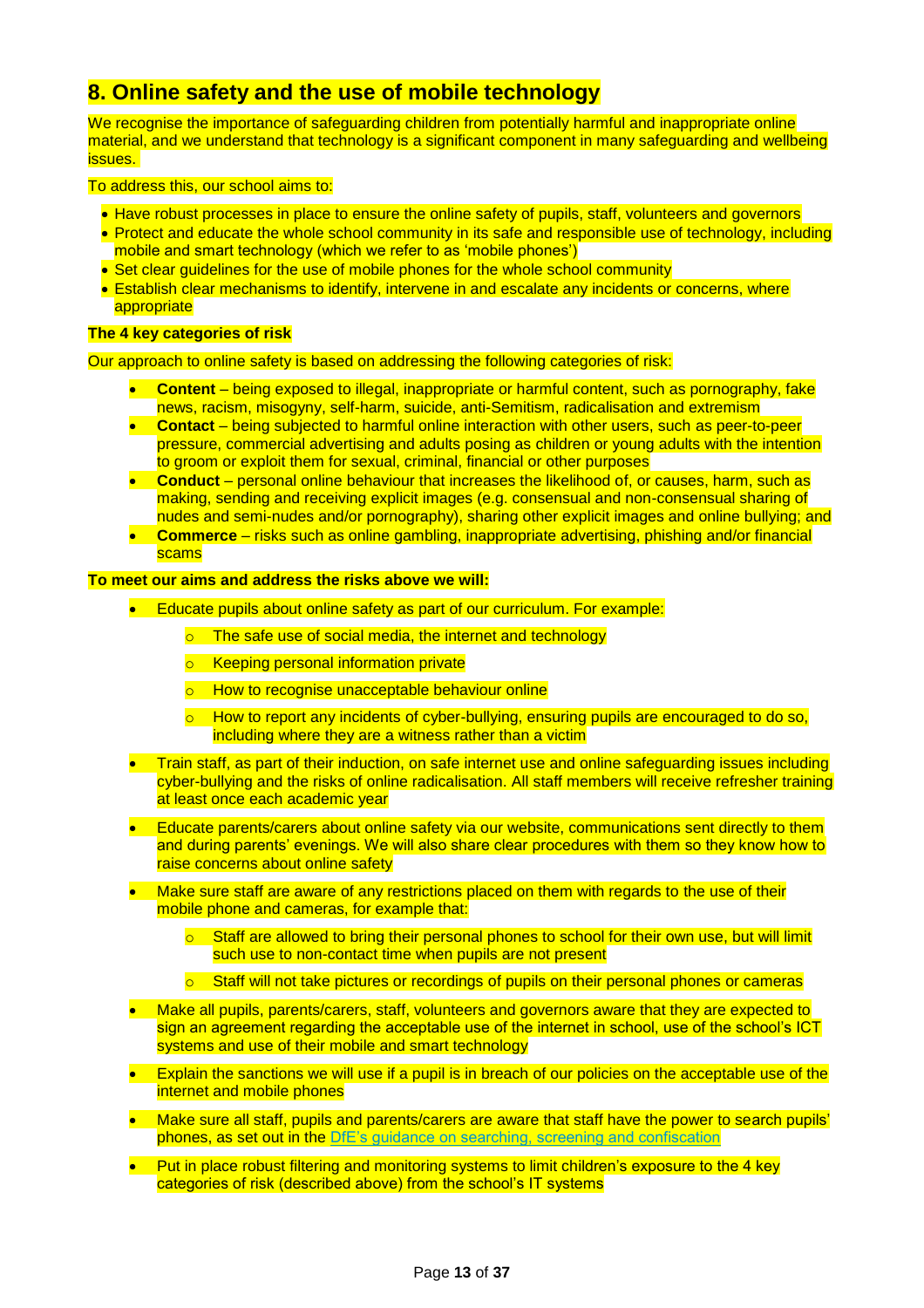## 8. Online safety and the use of mobile technology

We recognise the importance of safeguarding children from potentially harmful and inappropriate online material, and we understand that technology is a significant component in many safeguarding and wellbeing issues.

To address this, our school aims to:

- Have robust processes in place to ensure the online safety of pupils, staff, volunteers and governors
- Protect and educate the whole school community in its safe and responsible use of technology, including mobile and smart technology (which we refer to as 'mobile phones')
- Set clear guidelines for the use of mobile phones for the whole school community
- Establish clear mechanisms to identify, intervene in and escalate any incidents or concerns, where appropriate

**The 4 key categories of risk**

Our approach to online safety is based on addressing the following categories of risk:

- **Content** – being exposed to illegal, inappropriate or harmful content, such as pornography, fake news, racism, misogyny, self-harm, suicide, anti-Semitism, radicalisation and extremism
- **Contact** – being subjected to harmful online interaction with other users, such as peer-to-peer pressure, commercial advertising and adults posing as children or young adults with the intention to groom or exploit them for sexual, criminal, financial or other purposes
- **Conduct** – personal online behaviour that increases the likelihood of, or causes, harm, such as making, sending and receiving explicit images (e.g. consensual and non-consensual sharing of nudes and semi-nudes and/or pornography), sharing other explicit images and online bullying; and
- **Commerce** – risks such as online gambling, inappropriate advertising, phishing and/or financial scams

**To meet our aims and address the risks above we will:**

- Educate pupils about online safety as part of our curriculum. For example:
  - The safe use of social media, the internet and technology
  - Keeping personal information private
  - How to recognise unacceptable behaviour online
  - How to report any incidents of cyber-bullying, ensuring pupils are encouraged to do so, including where they are a witness rather than a victim
- Train staff, as part of their induction, on safe internet use and online safeguarding issues including cyber-bullying and the risks of online radicalisation. All staff members will receive refresher training at least once each academic year
- Educate parents/carers about online safety via our website, communications sent directly to them and during parents' evenings. We will also share clear procedures with them so they know how to raise concerns about online safety
- Make sure staff are aware of any restrictions placed on them with regards to the use of their mobile phone and cameras, for example that:
  - Staff are allowed to bring their personal phones to school for their own use, but will limit such use to non-contact time when pupils are not present
  - Staff will not take pictures or recordings of pupils on their personal phones or cameras
- Make all pupils, parents/carers, staff, volunteers and governors aware that they are expected to sign an agreement regarding the acceptable use of the internet in school, use of the school's ICT systems and use of their mobile and smart technology
- Explain the sanctions we will use if a pupil is in breach of our policies on the acceptable use of the internet and mobile phones
- Make sure all staff, pupils and parents/carers are aware that staff have the power to search pupils' phones, as set out in the DfE's guidance on searching, screening and confiscation
- Put in place robust filtering and monitoring systems to limit children's exposure to the 4 key categories of risk (described above) from the school's IT systems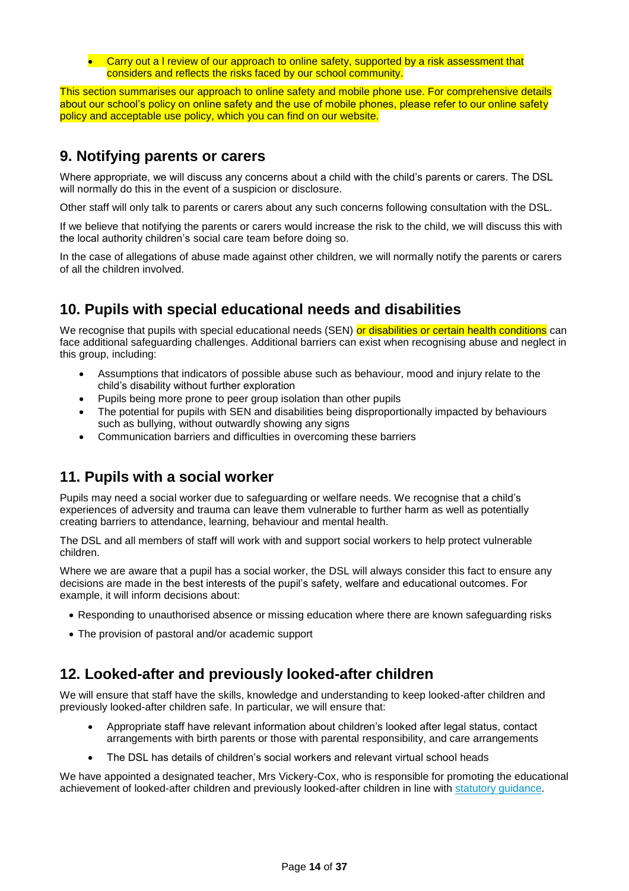- Carry out a l review of our approach to online safety, supported by a risk assessment that considers and reflects the risks faced by our school community.

This section summarises our approach to online safety and mobile phone use. For comprehensive details about our school's policy on online safety and the use of mobile phones, please refer to our online safety policy and acceptable use policy, which you can find on our website.

## 9. Notifying parents or carers

Where appropriate, we will discuss any concerns about a child with the child's parents or carers. The DSL will normally do this in the event of a suspicion or disclosure.

Other staff will only talk to parents or carers about any such concerns following consultation with the DSL.

If we believe that notifying the parents or carers would increase the risk to the child, we will discuss this with the local authority children's social care team before doing so.

In the case of allegations of abuse made against other children, we will normally notify the parents or carers of all the children involved.

## 10. Pupils with special educational needs and disabilities

We recognise that pupils with special educational needs (SEN) or disabilities or certain health conditions can face additional safeguarding challenges. Additional barriers can exist when recognising abuse and neglect in this group, including:

- Assumptions that indicators of possible abuse such as behaviour, mood and injury relate to the child's disability without further exploration
- Pupils being more prone to peer group isolation than other pupils
- The potential for pupils with SEN and disabilities being disproportionally impacted by behaviours such as bullying, without outwardly showing any signs
- Communication barriers and difficulties in overcoming these barriers

## 11. Pupils with a social worker

Pupils may need a social worker due to safeguarding or welfare needs. We recognise that a child's experiences of adversity and trauma can leave them vulnerable to further harm as well as potentially creating barriers to attendance, learning, behaviour and mental health.

The DSL and all members of staff will work with and support social workers to help protect vulnerable children.

Where we are aware that a pupil has a social worker, the DSL will always consider this fact to ensure any decisions are made in the best interests of the pupil's safety, welfare and educational outcomes. For example, it will inform decisions about:

- Responding to unauthorised absence or missing education where there are known safeguarding risks
- The provision of pastoral and/or academic support

## 12. Looked-after and previously looked-after children

We will ensure that staff have the skills, knowledge and understanding to keep looked-after children and previously looked-after children safe. In particular, we will ensure that:

- Appropriate staff have relevant information about children's looked after legal status, contact arrangements with birth parents or those with parental responsibility, and care arrangements
- The DSL has details of children's social workers and relevant virtual school heads

We have appointed a designated teacher, Mrs Vickery-Cox, who is responsible for promoting the educational achievement of looked-after children and previously looked-after children in line with statutory guidance.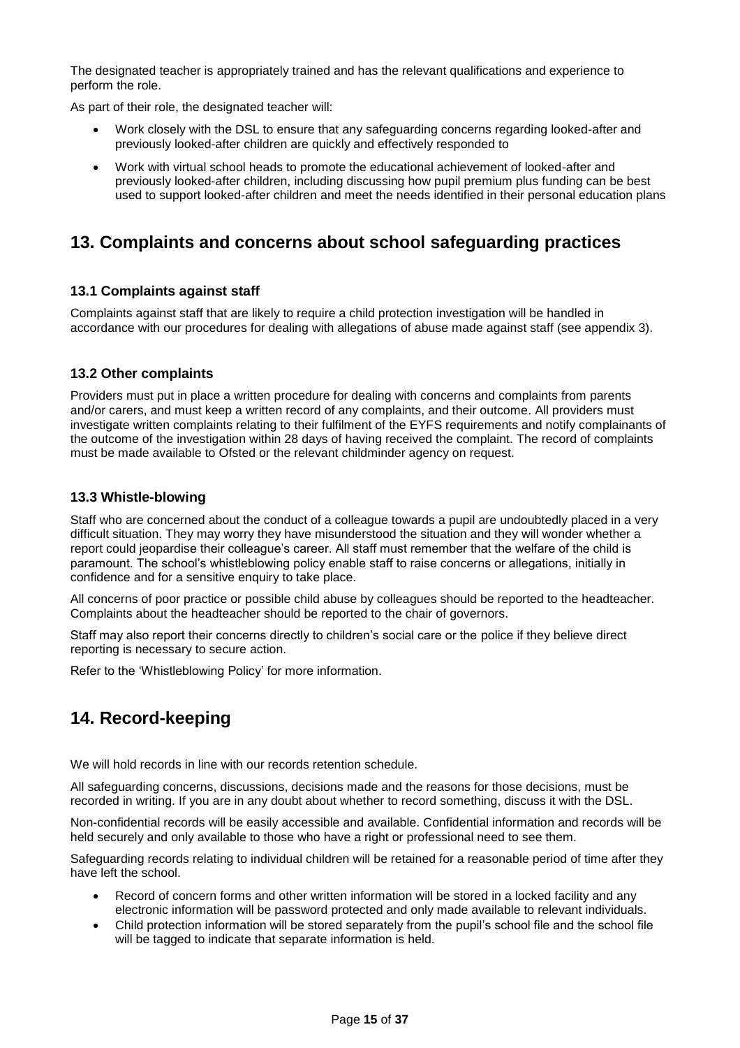The designated teacher is appropriately trained and has the relevant qualifications and experience to perform the role.

As part of their role, the designated teacher will:

- Work closely with the DSL to ensure that any safeguarding concerns regarding looked-after and previously looked-after children are quickly and effectively responded to
- Work with virtual school heads to promote the educational achievement of looked-after and previously looked-after children, including discussing how pupil premium plus funding can be best used to support looked-after children and meet the needs identified in their personal education plans

## 13. Complaints and concerns about school safeguarding practices

### 13.1 Complaints against staff

Complaints against staff that are likely to require a child protection investigation will be handled in accordance with our procedures for dealing with allegations of abuse made against staff (see appendix 3).

### 13.2 Other complaints

Providers must put in place a written procedure for dealing with concerns and complaints from parents and/or carers, and must keep a written record of any complaints, and their outcome. All providers must investigate written complaints relating to their fulfilment of the EYFS requirements and notify complainants of the outcome of the investigation within 28 days of having received the complaint. The record of complaints must be made available to Ofsted or the relevant childminder agency on request.

### 13.3 Whistle-blowing

Staff who are concerned about the conduct of a colleague towards a pupil are undoubtedly placed in a very difficult situation. They may worry they have misunderstood the situation and they will wonder whether a report could jeopardise their colleague's career. All staff must remember that the welfare of the child is paramount. The school's whistleblowing policy enable staff to raise concerns or allegations, initially in confidence and for a sensitive enquiry to take place.

All concerns of poor practice or possible child abuse by colleagues should be reported to the headteacher. Complaints about the headteacher should be reported to the chair of governors.

Staff may also report their concerns directly to children's social care or the police if they believe direct reporting is necessary to secure action.

Refer to the 'Whistleblowing Policy' for more information.

## 14. Record-keeping

We will hold records in line with our records retention schedule.

All safeguarding concerns, discussions, decisions made and the reasons for those decisions, must be recorded in writing. If you are in any doubt about whether to record something, discuss it with the DSL.

Non-confidential records will be easily accessible and available. Confidential information and records will be held securely and only available to those who have a right or professional need to see them.

Safeguarding records relating to individual children will be retained for a reasonable period of time after they have left the school.

- Record of concern forms and other written information will be stored in a locked facility and any electronic information will be password protected and only made available to relevant individuals.
- Child protection information will be stored separately from the pupil's school file and the school file will be tagged to indicate that separate information is held.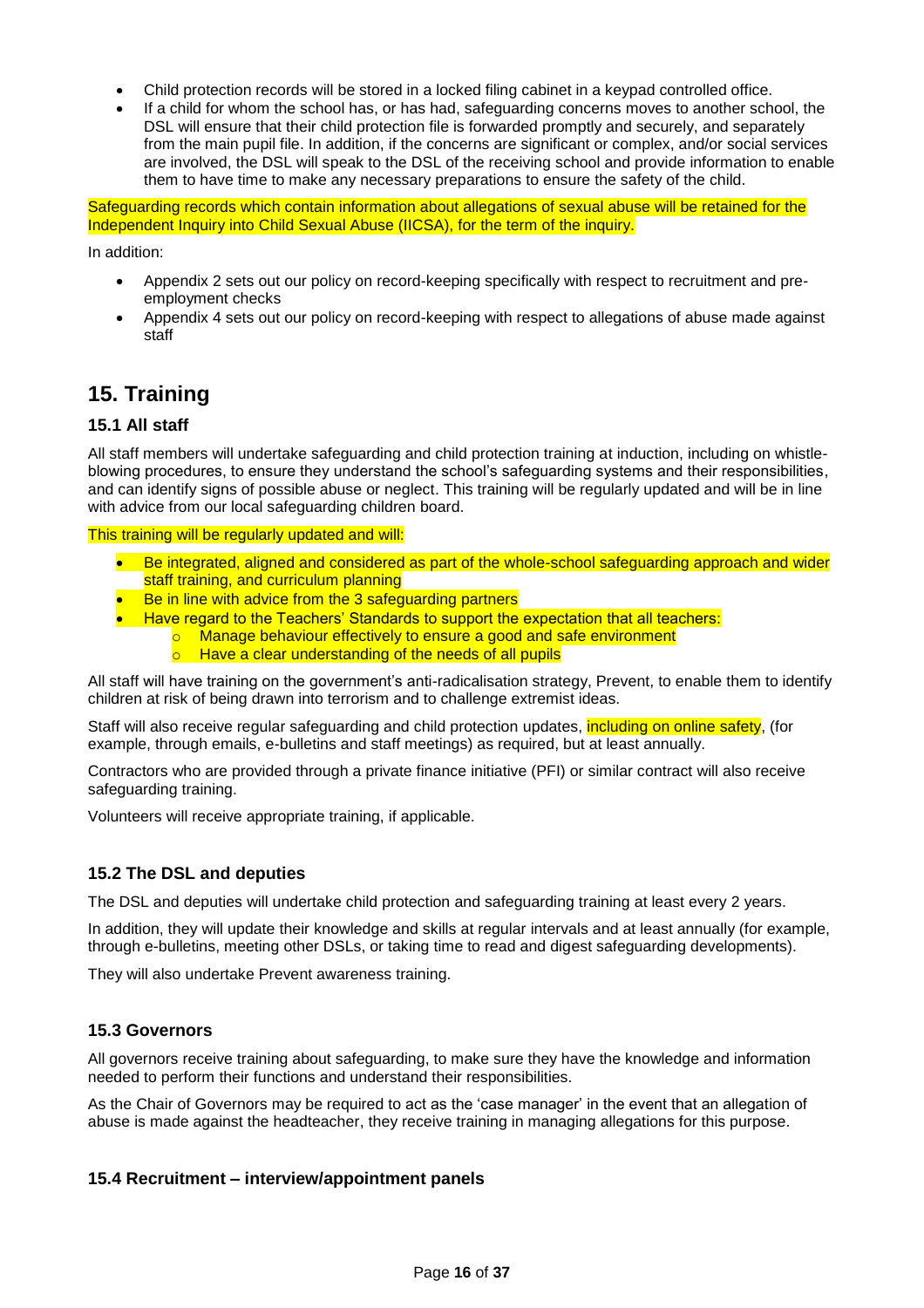- Child protection records will be stored in a locked filing cabinet in a keypad controlled office.
- If a child for whom the school has, or has had, safeguarding concerns moves to another school, the DSL will ensure that their child protection file is forwarded promptly and securely, and separately from the main pupil file. In addition, if the concerns are significant or complex, and/or social services are involved, the DSL will speak to the DSL of the receiving school and provide information to enable them to have time to make any necessary preparations to ensure the safety of the child.

Safeguarding records which contain information about allegations of sexual abuse will be retained for the Independent Inquiry into Child Sexual Abuse (IICSA), for the term of the inquiry.

In addition:

- Appendix 2 sets out our policy on record-keeping specifically with respect to recruitment and pre-employment checks
- Appendix 4 sets out our policy on record-keeping with respect to allegations of abuse made against staff

## 15. Training

### 15.1 All staff

All staff members will undertake safeguarding and child protection training at induction, including on whistle-blowing procedures, to ensure they understand the school's safeguarding systems and their responsibilities, and can identify signs of possible abuse or neglect. This training will be regularly updated and will be in line with advice from our local safeguarding children board.

This training will be regularly updated and will:

- Be integrated, aligned and considered as part of the whole-school safeguarding approach and wider staff training, and curriculum planning
- Be in line with advice from the 3 safeguarding partners
- Have regard to the Teachers' Standards to support the expectation that all teachers:
  - Manage behaviour effectively to ensure a good and safe environment
  - Have a clear understanding of the needs of all pupils

All staff will have training on the government's anti-radicalisation strategy, Prevent, to enable them to identify children at risk of being drawn into terrorism and to challenge extremist ideas.

Staff will also receive regular safeguarding and child protection updates, including on online safety, (for example, through emails, e-bulletins and staff meetings) as required, but at least annually.

Contractors who are provided through a private finance initiative (PFI) or similar contract will also receive safeguarding training.

Volunteers will receive appropriate training, if applicable.

### 15.2 The DSL and deputies

The DSL and deputies will undertake child protection and safeguarding training at least every 2 years.

In addition, they will update their knowledge and skills at regular intervals and at least annually (for example, through e-bulletins, meeting other DSLs, or taking time to read and digest safeguarding developments).

They will also undertake Prevent awareness training.

### 15.3 Governors

All governors receive training about safeguarding, to make sure they have the knowledge and information needed to perform their functions and understand their responsibilities.

As the Chair of Governors may be required to act as the 'case manager' in the event that an allegation of abuse is made against the headteacher, they receive training in managing allegations for this purpose.

### 15.4 Recruitment – interview/appointment panels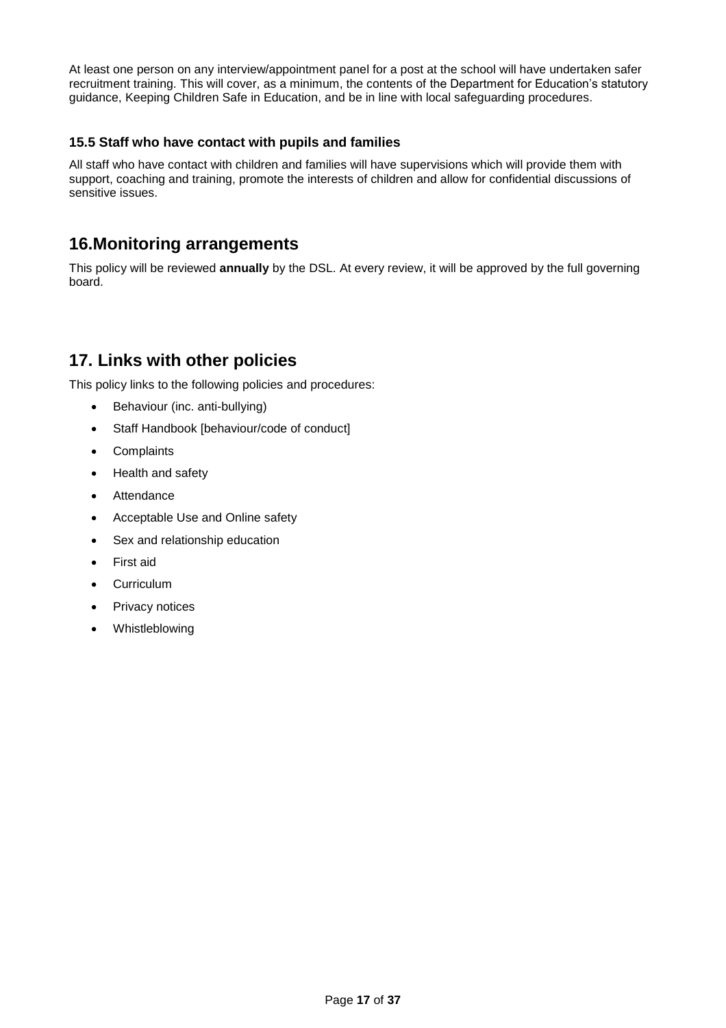At least one person on any interview/appointment panel for a post at the school will have undertaken safer recruitment training. This will cover, as a minimum, the contents of the Department for Education's statutory guidance, Keeping Children Safe in Education, and be in line with local safeguarding procedures.

### 15.5 Staff who have contact with pupils and families

All staff who have contact with children and families will have supervisions which will provide them with support, coaching and training, promote the interests of children and allow for confidential discussions of sensitive issues.

## 16.Monitoring arrangements

This policy will be reviewed **annually** by the DSL. At every review, it will be approved by the full governing board.

## 17. Links with other policies

This policy links to the following policies and procedures:

- Behaviour (inc. anti-bullying)
- Staff Handbook [behaviour/code of conduct]
- Complaints
- Health and safety
- Attendance
- Acceptable Use and Online safety
- Sex and relationship education
- First aid
- Curriculum
- Privacy notices
- Whistleblowing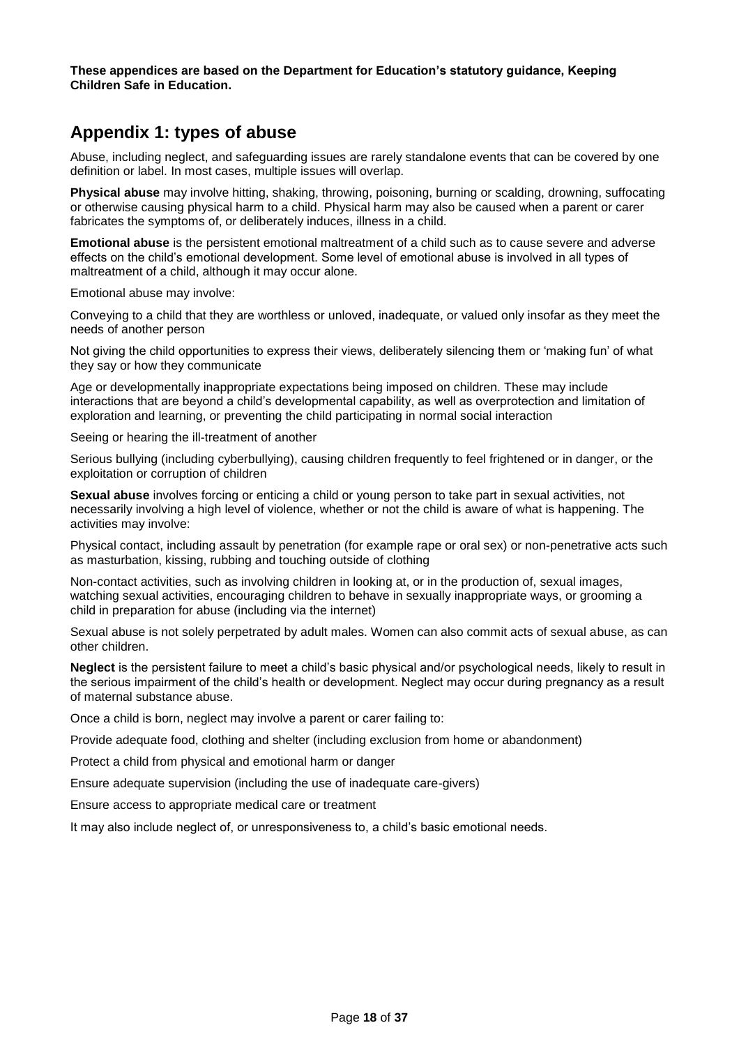**These appendices are based on the Department for Education's statutory guidance, Keeping Children Safe in Education.**

## Appendix 1: types of abuse

Abuse, including neglect, and safeguarding issues are rarely standalone events that can be covered by one definition or label. In most cases, multiple issues will overlap.

**Physical abuse** may involve hitting, shaking, throwing, poisoning, burning or scalding, drowning, suffocating or otherwise causing physical harm to a child. Physical harm may also be caused when a parent or carer fabricates the symptoms of, or deliberately induces, illness in a child.

**Emotional abuse** is the persistent emotional maltreatment of a child such as to cause severe and adverse effects on the child's emotional development. Some level of emotional abuse is involved in all types of maltreatment of a child, although it may occur alone.

Emotional abuse may involve:

Conveying to a child that they are worthless or unloved, inadequate, or valued only insofar as they meet the needs of another person

Not giving the child opportunities to express their views, deliberately silencing them or 'making fun' of what they say or how they communicate

Age or developmentally inappropriate expectations being imposed on children. These may include interactions that are beyond a child's developmental capability, as well as overprotection and limitation of exploration and learning, or preventing the child participating in normal social interaction

Seeing or hearing the ill-treatment of another

Serious bullying (including cyberbullying), causing children frequently to feel frightened or in danger, or the exploitation or corruption of children

**Sexual abuse** involves forcing or enticing a child or young person to take part in sexual activities, not necessarily involving a high level of violence, whether or not the child is aware of what is happening. The activities may involve:

Physical contact, including assault by penetration (for example rape or oral sex) or non-penetrative acts such as masturbation, kissing, rubbing and touching outside of clothing

Non-contact activities, such as involving children in looking at, or in the production of, sexual images, watching sexual activities, encouraging children to behave in sexually inappropriate ways, or grooming a child in preparation for abuse (including via the internet)

Sexual abuse is not solely perpetrated by adult males. Women can also commit acts of sexual abuse, as can other children.

**Neglect** is the persistent failure to meet a child's basic physical and/or psychological needs, likely to result in the serious impairment of the child's health or development. Neglect may occur during pregnancy as a result of maternal substance abuse.

Once a child is born, neglect may involve a parent or carer failing to:

Provide adequate food, clothing and shelter (including exclusion from home or abandonment)

Protect a child from physical and emotional harm or danger

Ensure adequate supervision (including the use of inadequate care-givers)

Ensure access to appropriate medical care or treatment

It may also include neglect of, or unresponsiveness to, a child's basic emotional needs.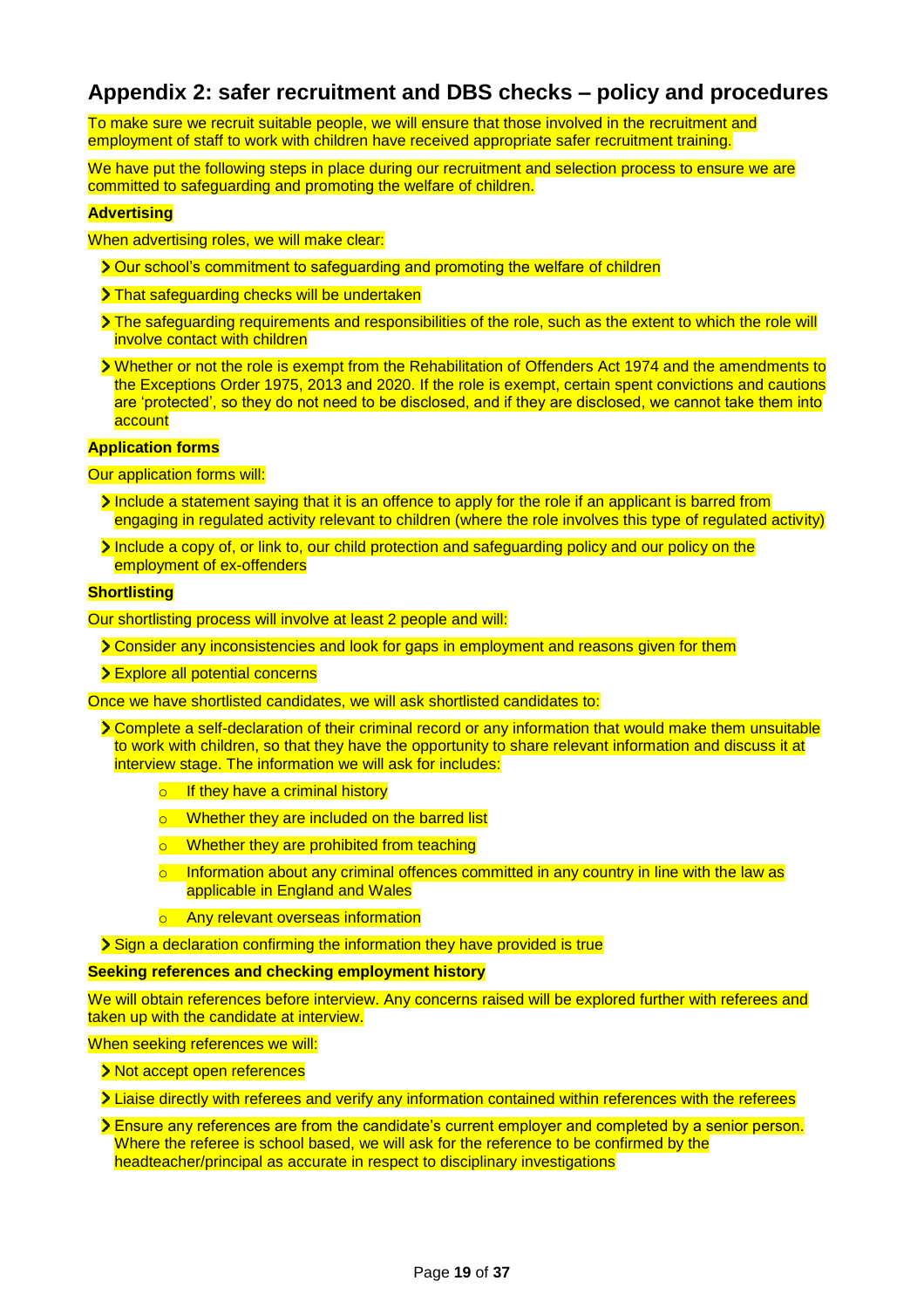## Appendix 2: safer recruitment and DBS checks – policy and procedures

To make sure we recruit suitable people, we will ensure that those involved in the recruitment and employment of staff to work with children have received appropriate safer recruitment training.

We have put the following steps in place during our recruitment and selection process to ensure we are committed to safeguarding and promoting the welfare of children.

**Advertising**

When advertising roles, we will make clear:

- Our school's commitment to safeguarding and promoting the welfare of children
- That safeguarding checks will be undertaken
- The safeguarding requirements and responsibilities of the role, such as the extent to which the role will involve contact with children
- Whether or not the role is exempt from the Rehabilitation of Offenders Act 1974 and the amendments to the Exceptions Order 1975, 2013 and 2020. If the role is exempt, certain spent convictions and cautions are 'protected', so they do not need to be disclosed, and if they are disclosed, we cannot take them into account

**Application forms**

Our application forms will:

- Include a statement saying that it is an offence to apply for the role if an applicant is barred from engaging in regulated activity relevant to children (where the role involves this type of regulated activity)
- Include a copy of, or link to, our child protection and safeguarding policy and our policy on the employment of ex-offenders

**Shortlisting**

Our shortlisting process will involve at least 2 people and will:

- Consider any inconsistencies and look for gaps in employment and reasons given for them
- Explore all potential concerns

Once we have shortlisted candidates, we will ask shortlisted candidates to:

- Complete a self-declaration of their criminal record or any information that would make them unsuitable to work with children, so that they have the opportunity to share relevant information and discuss it at interview stage. The information we will ask for includes:
  - If they have a criminal history
  - Whether they are included on the barred list
  - Whether they are prohibited from teaching
  - Information about any criminal offences committed in any country in line with the law as applicable in England and Wales
  - Any relevant overseas information
- Sign a declaration confirming the information they have provided is true

**Seeking references and checking employment history**

We will obtain references before interview. Any concerns raised will be explored further with referees and taken up with the candidate at interview.

When seeking references we will:

- Not accept open references
- Liaise directly with referees and verify any information contained within references with the referees
- Ensure any references are from the candidate's current employer and completed by a senior person. Where the referee is school based, we will ask for the reference to be confirmed by the headteacher/principal as accurate in respect to disciplinary investigations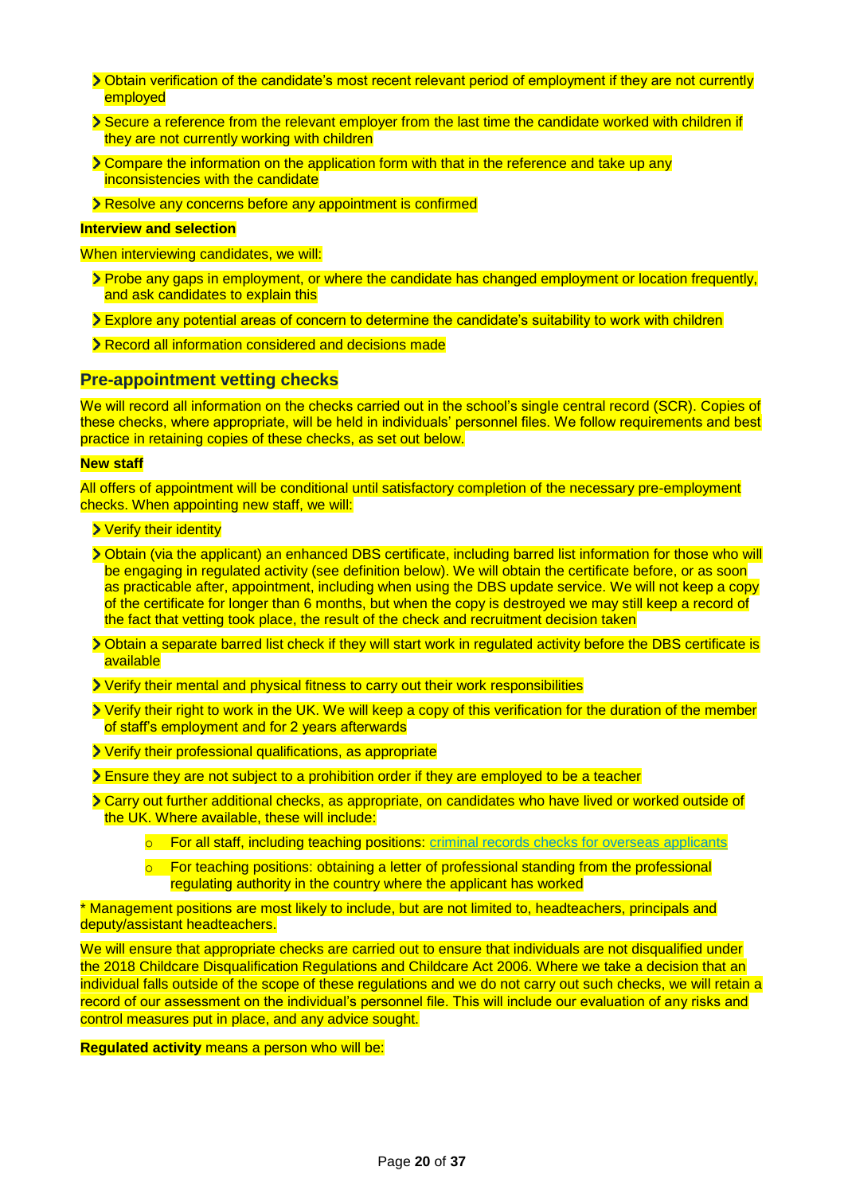- Obtain verification of the candidate's most recent relevant period of employment if they are not currently employed
- Secure a reference from the relevant employer from the last time the candidate worked with children if they are not currently working with children
- Compare the information on the application form with that in the reference and take up any inconsistencies with the candidate
- Resolve any concerns before any appointment is confirmed

**Interview and selection**

When interviewing candidates, we will:

- Probe any gaps in employment, or where the candidate has changed employment or location frequently, and ask candidates to explain this
- Explore any potential areas of concern to determine the candidate's suitability to work with children
- Record all information considered and decisions made

## Pre-appointment vetting checks

We will record all information on the checks carried out in the school's single central record (SCR). Copies of these checks, where appropriate, will be held in individuals' personnel files. We follow requirements and best practice in retaining copies of these checks, as set out below.

**New staff**

All offers of appointment will be conditional until satisfactory completion of the necessary pre-employment checks. When appointing new staff, we will:

- Verify their identity
- Obtain (via the applicant) an enhanced DBS certificate, including barred list information for those who will be engaging in regulated activity (see definition below). We will obtain the certificate before, or as soon as practicable after, appointment, including when using the DBS update service. We will not keep a copy of the certificate for longer than 6 months, but when the copy is destroyed we may still keep a record of the fact that vetting took place, the result of the check and recruitment decision taken
- Obtain a separate barred list check if they will start work in regulated activity before the DBS certificate is available
- Verify their mental and physical fitness to carry out their work responsibilities
- Verify their right to work in the UK. We will keep a copy of this verification for the duration of the member of staff's employment and for 2 years afterwards
- Verify their professional qualifications, as appropriate
- Ensure they are not subject to a prohibition order if they are employed to be a teacher
- Carry out further additional checks, as appropriate, on candidates who have lived or worked outside of the UK. Where available, these will include:
  - For all staff, including teaching positions: [criminal records checks for overseas applicants]
  - For teaching positions: obtaining a letter of professional standing from the professional regulating authority in the country where the applicant has worked

* Management positions are most likely to include, but are not limited to, headteachers, principals and deputy/assistant headteachers.

We will ensure that appropriate checks are carried out to ensure that individuals are not disqualified under the 2018 Childcare Disqualification Regulations and Childcare Act 2006. Where we take a decision that an individual falls outside of the scope of these regulations and we do not carry out such checks, we will retain a record of our assessment on the individual's personnel file. This will include our evaluation of any risks and control measures put in place, and any advice sought.

**Regulated activity** means a person who will be: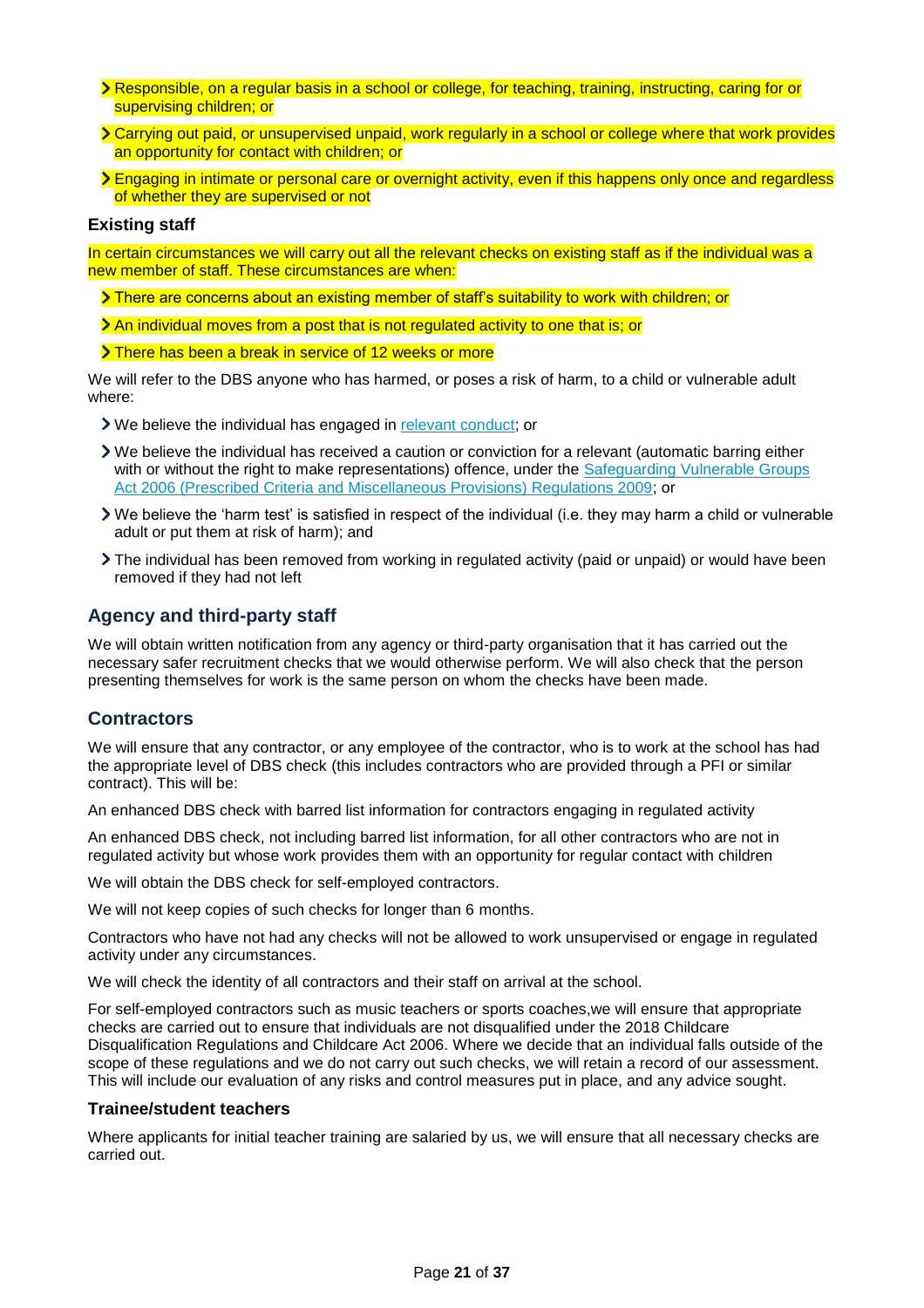- Responsible, on a regular basis in a school or college, for teaching, training, instructing, caring for or supervising children; or
- Carrying out paid, or unsupervised unpaid, work regularly in a school or college where that work provides an opportunity for contact with children; or
- Engaging in intimate or personal care or overnight activity, even if this happens only once and regardless of whether they are supervised or not

### Existing staff

In certain circumstances we will carry out all the relevant checks on existing staff as if the individual was a new member of staff. These circumstances are when:

- There are concerns about an existing member of staff's suitability to work with children; or
- An individual moves from a post that is not regulated activity to one that is; or
- There has been a break in service of 12 weeks or more

We will refer to the DBS anyone who has harmed, or poses a risk of harm, to a child or vulnerable adult where:

- We believe the individual has engaged in relevant conduct; or
- We believe the individual has received a caution or conviction for a relevant (automatic barring either with or without the right to make representations) offence, under the Safeguarding Vulnerable Groups Act 2006 (Prescribed Criteria and Miscellaneous Provisions) Regulations 2009; or
- We believe the 'harm test' is satisfied in respect of the individual (i.e. they may harm a child or vulnerable adult or put them at risk of harm); and
- The individual has been removed from working in regulated activity (paid or unpaid) or would have been removed if they had not left

## Agency and third-party staff

We will obtain written notification from any agency or third-party organisation that it has carried out the necessary safer recruitment checks that we would otherwise perform. We will also check that the person presenting themselves for work is the same person on whom the checks have been made.

## Contractors

We will ensure that any contractor, or any employee of the contractor, who is to work at the school has had the appropriate level of DBS check (this includes contractors who are provided through a PFI or similar contract). This will be:

An enhanced DBS check with barred list information for contractors engaging in regulated activity

An enhanced DBS check, not including barred list information, for all other contractors who are not in regulated activity but whose work provides them with an opportunity for regular contact with children

We will obtain the DBS check for self-employed contractors.

We will not keep copies of such checks for longer than 6 months.

Contractors who have not had any checks will not be allowed to work unsupervised or engage in regulated activity under any circumstances.

We will check the identity of all contractors and their staff on arrival at the school.

For self-employed contractors such as music teachers or sports coaches,we will ensure that appropriate checks are carried out to ensure that individuals are not disqualified under the 2018 Childcare Disqualification Regulations and Childcare Act 2006. Where we decide that an individual falls outside of the scope of these regulations and we do not carry out such checks, we will retain a record of our assessment. This will include our evaluation of any risks and control measures put in place, and any advice sought.

### Trainee/student teachers

Where applicants for initial teacher training are salaried by us, we will ensure that all necessary checks are carried out.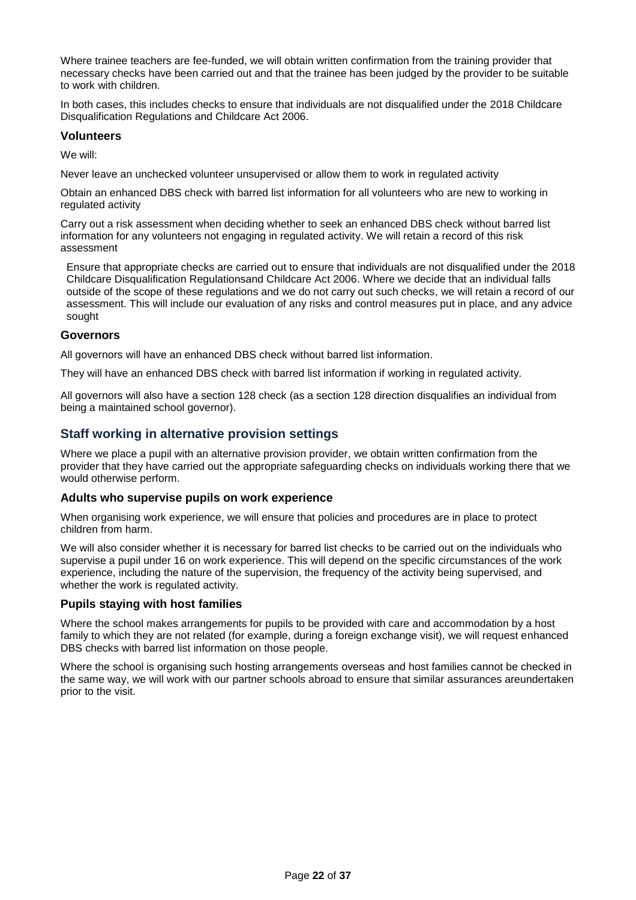Where trainee teachers are fee-funded, we will obtain written confirmation from the training provider that necessary checks have been carried out and that the trainee has been judged by the provider to be suitable to work with children.

In both cases, this includes checks to ensure that individuals are not disqualified under the 2018 Childcare Disqualification Regulations and Childcare Act 2006.

### Volunteers

We will:

Never leave an unchecked volunteer unsupervised or allow them to work in regulated activity

Obtain an enhanced DBS check with barred list information for all volunteers who are new to working in regulated activity

Carry out a risk assessment when deciding whether to seek an enhanced DBS check without barred list information for any volunteers not engaging in regulated activity. We will retain a record of this risk assessment

Ensure that appropriate checks are carried out to ensure that individuals are not disqualified under the 2018 Childcare Disqualification Regulationsand Childcare Act 2006. Where we decide that an individual falls outside of the scope of these regulations and we do not carry out such checks, we will retain a record of our assessment. This will include our evaluation of any risks and control measures put in place, and any advice sought

### Governors

All governors will have an enhanced DBS check without barred list information.

They will have an enhanced DBS check with barred list information if working in regulated activity.

All governors will also have a section 128 check (as a section 128 direction disqualifies an individual from being a maintained school governor).

## Staff working in alternative provision settings

Where we place a pupil with an alternative provision provider, we obtain written confirmation from the provider that they have carried out the appropriate safeguarding checks on individuals working there that we would otherwise perform.

### Adults who supervise pupils on work experience

When organising work experience, we will ensure that policies and procedures are in place to protect children from harm.

We will also consider whether it is necessary for barred list checks to be carried out on the individuals who supervise a pupil under 16 on work experience. This will depend on the specific circumstances of the work experience, including the nature of the supervision, the frequency of the activity being supervised, and whether the work is regulated activity.

### Pupils staying with host families

Where the school makes arrangements for pupils to be provided with care and accommodation by a host family to which they are not related (for example, during a foreign exchange visit), we will request enhanced DBS checks with barred list information on those people.

Where the school is organising such hosting arrangements overseas and host families cannot be checked in the same way, we will work with our partner schools abroad to ensure that similar assurances areundertaken prior to the visit.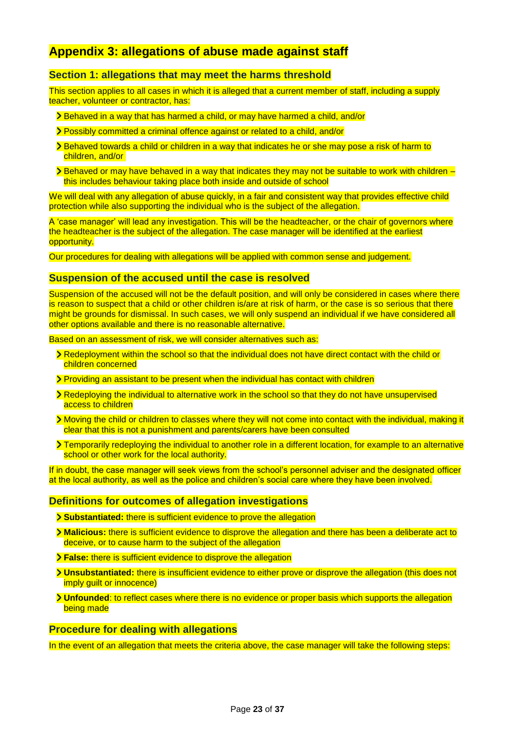# Appendix 3: allegations of abuse made against staff

## Section 1: allegations that may meet the harms threshold

This section applies to all cases in which it is alleged that a current member of staff, including a supply teacher, volunteer or contractor, has:

- Behaved in a way that has harmed a child, or may have harmed a child, and/or
- Possibly committed a criminal offence against or related to a child, and/or
- Behaved towards a child or children in a way that indicates he or she may pose a risk of harm to children, and/or
- Behaved or may have behaved in a way that indicates they may not be suitable to work with children – this includes behaviour taking place both inside and outside of school

We will deal with any allegation of abuse quickly, in a fair and consistent way that provides effective child protection while also supporting the individual who is the subject of the allegation.

A 'case manager' will lead any investigation. This will be the headteacher, or the chair of governors where the headteacher is the subject of the allegation. The case manager will be identified at the earliest opportunity.

Our procedures for dealing with allegations will be applied with common sense and judgement.

## Suspension of the accused until the case is resolved

Suspension of the accused will not be the default position, and will only be considered in cases where there is reason to suspect that a child or other children is/are at risk of harm, or the case is so serious that there might be grounds for dismissal. In such cases, we will only suspend an individual if we have considered all other options available and there is no reasonable alternative.

Based on an assessment of risk, we will consider alternatives such as:

- Redeployment within the school so that the individual does not have direct contact with the child or children concerned
- Providing an assistant to be present when the individual has contact with children
- Redeploying the individual to alternative work in the school so that they do not have unsupervised access to children
- Moving the child or children to classes where they will not come into contact with the individual, making it clear that this is not a punishment and parents/carers have been consulted
- Temporarily redeploying the individual to another role in a different location, for example to an alternative school or other work for the local authority.

If in doubt, the case manager will seek views from the school's personnel adviser and the designated officer at the local authority, as well as the police and children's social care where they have been involved.

## Definitions for outcomes of allegation investigations

- **Substantiated:** there is sufficient evidence to prove the allegation
- **Malicious:** there is sufficient evidence to disprove the allegation and there has been a deliberate act to deceive, or to cause harm to the subject of the allegation
- **False:** there is sufficient evidence to disprove the allegation
- **Unsubstantiated:** there is insufficient evidence to either prove or disprove the allegation (this does not imply guilt or innocence)
- **Unfounded**: to reflect cases where there is no evidence or proper basis which supports the allegation being made

## Procedure for dealing with allegations

In the event of an allegation that meets the criteria above, the case manager will take the following steps: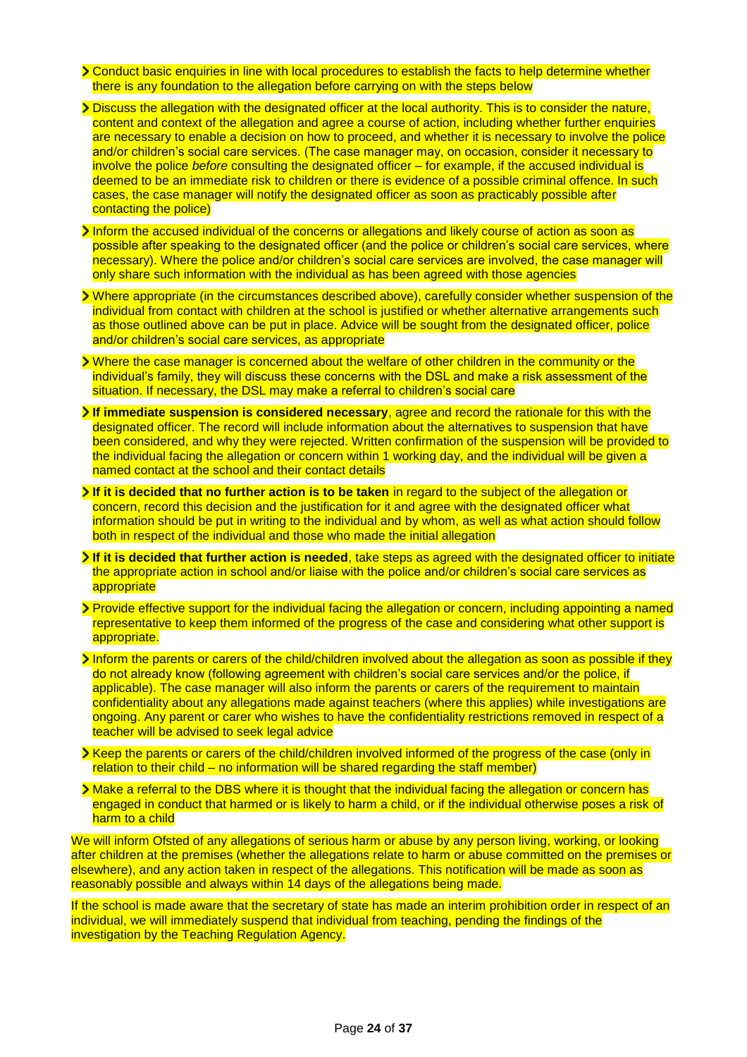- Conduct basic enquiries in line with local procedures to establish the facts to help determine whether there is any foundation to the allegation before carrying on with the steps below
- Discuss the allegation with the designated officer at the local authority. This is to consider the nature, content and context of the allegation and agree a course of action, including whether further enquiries are necessary to enable a decision on how to proceed, and whether it is necessary to involve the police and/or children's social care services. (The case manager may, on occasion, consider it necessary to involve the police *before* consulting the designated officer – for example, if the accused individual is deemed to be an immediate risk to children or there is evidence of a possible criminal offence. In such cases, the case manager will notify the designated officer as soon as practicably possible after contacting the police)
- Inform the accused individual of the concerns or allegations and likely course of action as soon as possible after speaking to the designated officer (and the police or children's social care services, where necessary). Where the police and/or children's social care services are involved, the case manager will only share such information with the individual as has been agreed with those agencies
- Where appropriate (in the circumstances described above), carefully consider whether suspension of the individual from contact with children at the school is justified or whether alternative arrangements such as those outlined above can be put in place. Advice will be sought from the designated officer, police and/or children's social care services, as appropriate
- Where the case manager is concerned about the welfare of other children in the community or the individual's family, they will discuss these concerns with the DSL and make a risk assessment of the situation. If necessary, the DSL may make a referral to children's social care
- **If immediate suspension is considered necessary**, agree and record the rationale for this with the designated officer. The record will include information about the alternatives to suspension that have been considered, and why they were rejected. Written confirmation of the suspension will be provided to the individual facing the allegation or concern within 1 working day, and the individual will be given a named contact at the school and their contact details
- **If it is decided that no further action is to be taken** in regard to the subject of the allegation or concern, record this decision and the justification for it and agree with the designated officer what information should be put in writing to the individual and by whom, as well as what action should follow both in respect of the individual and those who made the initial allegation
- **If it is decided that further action is needed**, take steps as agreed with the designated officer to initiate the appropriate action in school and/or liaise with the police and/or children's social care services as appropriate
- Provide effective support for the individual facing the allegation or concern, including appointing a named representative to keep them informed of the progress of the case and considering what other support is appropriate.
- Inform the parents or carers of the child/children involved about the allegation as soon as possible if they do not already know (following agreement with children's social care services and/or the police, if applicable). The case manager will also inform the parents or carers of the requirement to maintain confidentiality about any allegations made against teachers (where this applies) while investigations are ongoing. Any parent or carer who wishes to have the confidentiality restrictions removed in respect of a teacher will be advised to seek legal advice
- Keep the parents or carers of the child/children involved informed of the progress of the case (only in relation to their child – no information will be shared regarding the staff member)
- Make a referral to the DBS where it is thought that the individual facing the allegation or concern has engaged in conduct that harmed or is likely to harm a child, or if the individual otherwise poses a risk of harm to a child

We will inform Ofsted of any allegations of serious harm or abuse by any person living, working, or looking after children at the premises (whether the allegations relate to harm or abuse committed on the premises or elsewhere), and any action taken in respect of the allegations. This notification will be made as soon as reasonably possible and always within 14 days of the allegations being made.

If the school is made aware that the secretary of state has made an interim prohibition order in respect of an individual, we will immediately suspend that individual from teaching, pending the findings of the investigation by the Teaching Regulation Agency.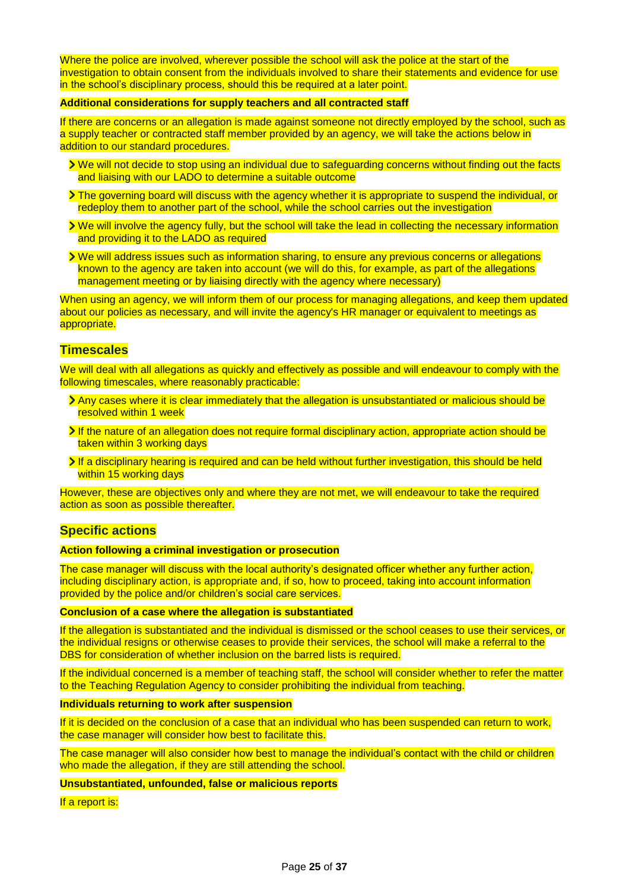Where the police are involved, wherever possible the school will ask the police at the start of the investigation to obtain consent from the individuals involved to share their statements and evidence for use in the school's disciplinary process, should this be required at a later point.

**Additional considerations for supply teachers and all contracted staff**

If there are concerns or an allegation is made against someone not directly employed by the school, such as a supply teacher or contracted staff member provided by an agency, we will take the actions below in addition to our standard procedures.

- We will not decide to stop using an individual due to safeguarding concerns without finding out the facts and liaising with our LADO to determine a suitable outcome
- The governing board will discuss with the agency whether it is appropriate to suspend the individual, or redeploy them to another part of the school, while the school carries out the investigation
- We will involve the agency fully, but the school will take the lead in collecting the necessary information and providing it to the LADO as required
- We will address issues such as information sharing, to ensure any previous concerns or allegations known to the agency are taken into account (we will do this, for example, as part of the allegations management meeting or by liaising directly with the agency where necessary)

When using an agency, we will inform them of our process for managing allegations, and keep them updated about our policies as necessary, and will invite the agency's HR manager or equivalent to meetings as appropriate.

## Timescales

We will deal with all allegations as quickly and effectively as possible and will endeavour to comply with the following timescales, where reasonably practicable:

- Any cases where it is clear immediately that the allegation is unsubstantiated or malicious should be resolved within 1 week
- If the nature of an allegation does not require formal disciplinary action, appropriate action should be taken within 3 working days
- If a disciplinary hearing is required and can be held without further investigation, this should be held within 15 working days

However, these are objectives only and where they are not met, we will endeavour to take the required action as soon as possible thereafter.

## Specific actions

**Action following a criminal investigation or prosecution**

The case manager will discuss with the local authority's designated officer whether any further action, including disciplinary action, is appropriate and, if so, how to proceed, taking into account information provided by the police and/or children's social care services.

**Conclusion of a case where the allegation is substantiated**

If the allegation is substantiated and the individual is dismissed or the school ceases to use their services, or the individual resigns or otherwise ceases to provide their services, the school will make a referral to the DBS for consideration of whether inclusion on the barred lists is required.

If the individual concerned is a member of teaching staff, the school will consider whether to refer the matter to the Teaching Regulation Agency to consider prohibiting the individual from teaching.

**Individuals returning to work after suspension**

If it is decided on the conclusion of a case that an individual who has been suspended can return to work, the case manager will consider how best to facilitate this.

The case manager will also consider how best to manage the individual's contact with the child or children who made the allegation, if they are still attending the school.

**Unsubstantiated, unfounded, false or malicious reports**

If a report is: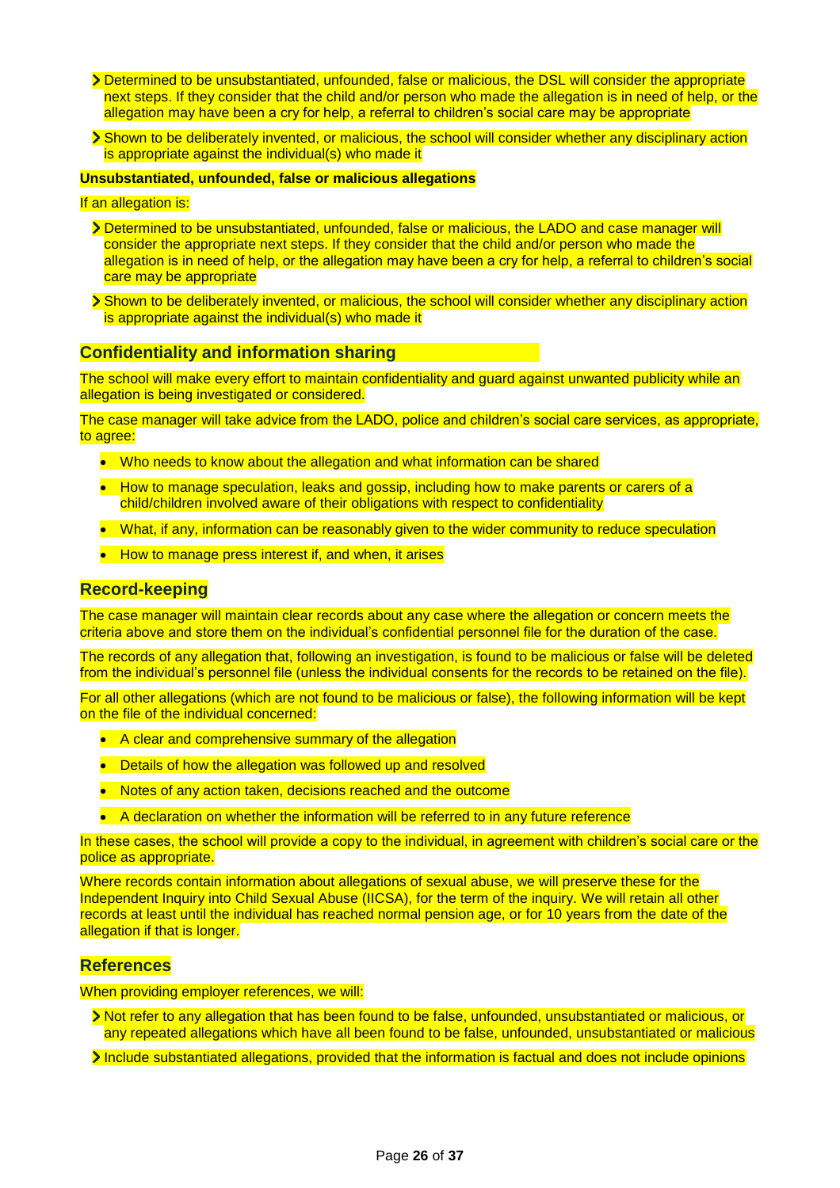- Determined to be unsubstantiated, unfounded, false or malicious, the DSL will consider the appropriate next steps. If they consider that the child and/or person who made the allegation is in need of help, or the allegation may have been a cry for help, a referral to children's social care may be appropriate
- Shown to be deliberately invented, or malicious, the school will consider whether any disciplinary action is appropriate against the individual(s) who made it

**Unsubstantiated, unfounded, false or malicious allegations**

If an allegation is:

- Determined to be unsubstantiated, unfounded, false or malicious, the LADO and case manager will consider the appropriate next steps. If they consider that the child and/or person who made the allegation is in need of help, or the allegation may have been a cry for help, a referral to children's social care may be appropriate
- Shown to be deliberately invented, or malicious, the school will consider whether any disciplinary action is appropriate against the individual(s) who made it

## Confidentiality and information sharing

The school will make every effort to maintain confidentiality and guard against unwanted publicity while an allegation is being investigated or considered.

The case manager will take advice from the LADO, police and children's social care services, as appropriate, to agree:

- Who needs to know about the allegation and what information can be shared
- How to manage speculation, leaks and gossip, including how to make parents or carers of a child/children involved aware of their obligations with respect to confidentiality
- What, if any, information can be reasonably given to the wider community to reduce speculation
- How to manage press interest if, and when, it arises

## Record-keeping

The case manager will maintain clear records about any case where the allegation or concern meets the criteria above and store them on the individual's confidential personnel file for the duration of the case.

The records of any allegation that, following an investigation, is found to be malicious or false will be deleted from the individual's personnel file (unless the individual consents for the records to be retained on the file).

For all other allegations (which are not found to be malicious or false), the following information will be kept on the file of the individual concerned:

- A clear and comprehensive summary of the allegation
- Details of how the allegation was followed up and resolved
- Notes of any action taken, decisions reached and the outcome
- A declaration on whether the information will be referred to in any future reference

In these cases, the school will provide a copy to the individual, in agreement with children's social care or the police as appropriate.

Where records contain information about allegations of sexual abuse, we will preserve these for the Independent Inquiry into Child Sexual Abuse (IICSA), for the term of the inquiry. We will retain all other records at least until the individual has reached normal pension age, or for 10 years from the date of the allegation if that is longer.

## References

When providing employer references, we will:

- Not refer to any allegation that has been found to be false, unfounded, unsubstantiated or malicious, or any repeated allegations which have all been found to be false, unfounded, unsubstantiated or malicious
- Include substantiated allegations, provided that the information is factual and does not include opinions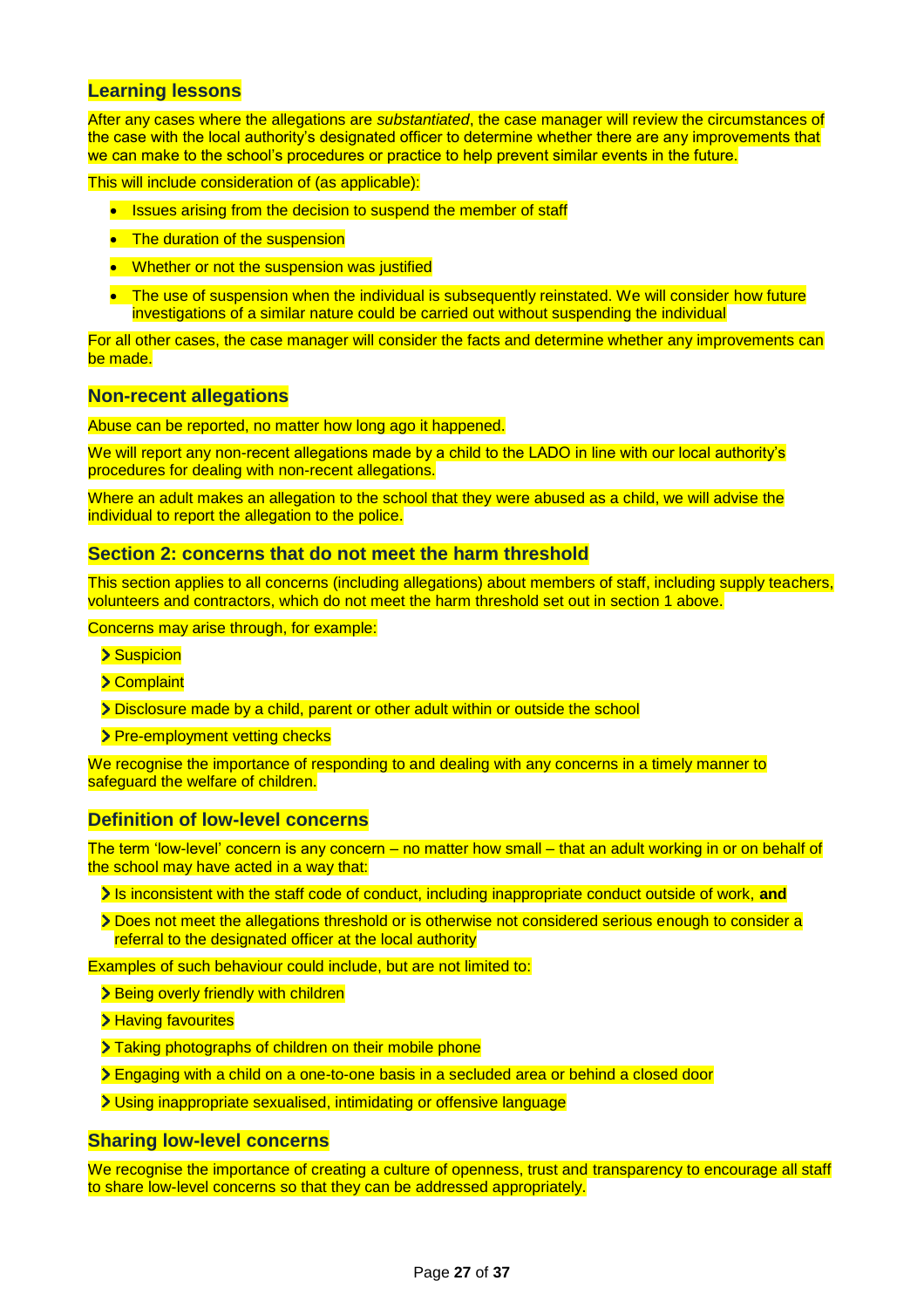### Learning lessons

After any cases where the allegations are *substantiated*, the case manager will review the circumstances of the case with the local authority's designated officer to determine whether there are any improvements that we can make to the school's procedures or practice to help prevent similar events in the future.

This will include consideration of (as applicable):

- Issues arising from the decision to suspend the member of staff
- The duration of the suspension
- Whether or not the suspension was justified
- The use of suspension when the individual is subsequently reinstated. We will consider how future investigations of a similar nature could be carried out without suspending the individual

For all other cases, the case manager will consider the facts and determine whether any improvements can be made.

### Non-recent allegations

Abuse can be reported, no matter how long ago it happened.

We will report any non-recent allegations made by a child to the LADO in line with our local authority's procedures for dealing with non-recent allegations.

Where an adult makes an allegation to the school that they were abused as a child, we will advise the individual to report the allegation to the police.

### Section 2: concerns that do not meet the harm threshold

This section applies to all concerns (including allegations) about members of staff, including supply teachers, volunteers and contractors, which do not meet the harm threshold set out in section 1 above.

Concerns may arise through, for example:

- Suspicion
- Complaint
- Disclosure made by a child, parent or other adult within or outside the school
- Pre-employment vetting checks

We recognise the importance of responding to and dealing with any concerns in a timely manner to safeguard the welfare of children.

### Definition of low-level concerns

The term 'low-level' concern is any concern – no matter how small – that an adult working in or on behalf of the school may have acted in a way that:

- Is inconsistent with the staff code of conduct, including inappropriate conduct outside of work, **and**
- Does not meet the allegations threshold or is otherwise not considered serious enough to consider a referral to the designated officer at the local authority

Examples of such behaviour could include, but are not limited to:

- Being overly friendly with children
- Having favourites
- Taking photographs of children on their mobile phone
- Engaging with a child on a one-to-one basis in a secluded area or behind a closed door
- Using inappropriate sexualised, intimidating or offensive language

### Sharing low-level concerns

We recognise the importance of creating a culture of openness, trust and transparency to encourage all staff to share low-level concerns so that they can be addressed appropriately.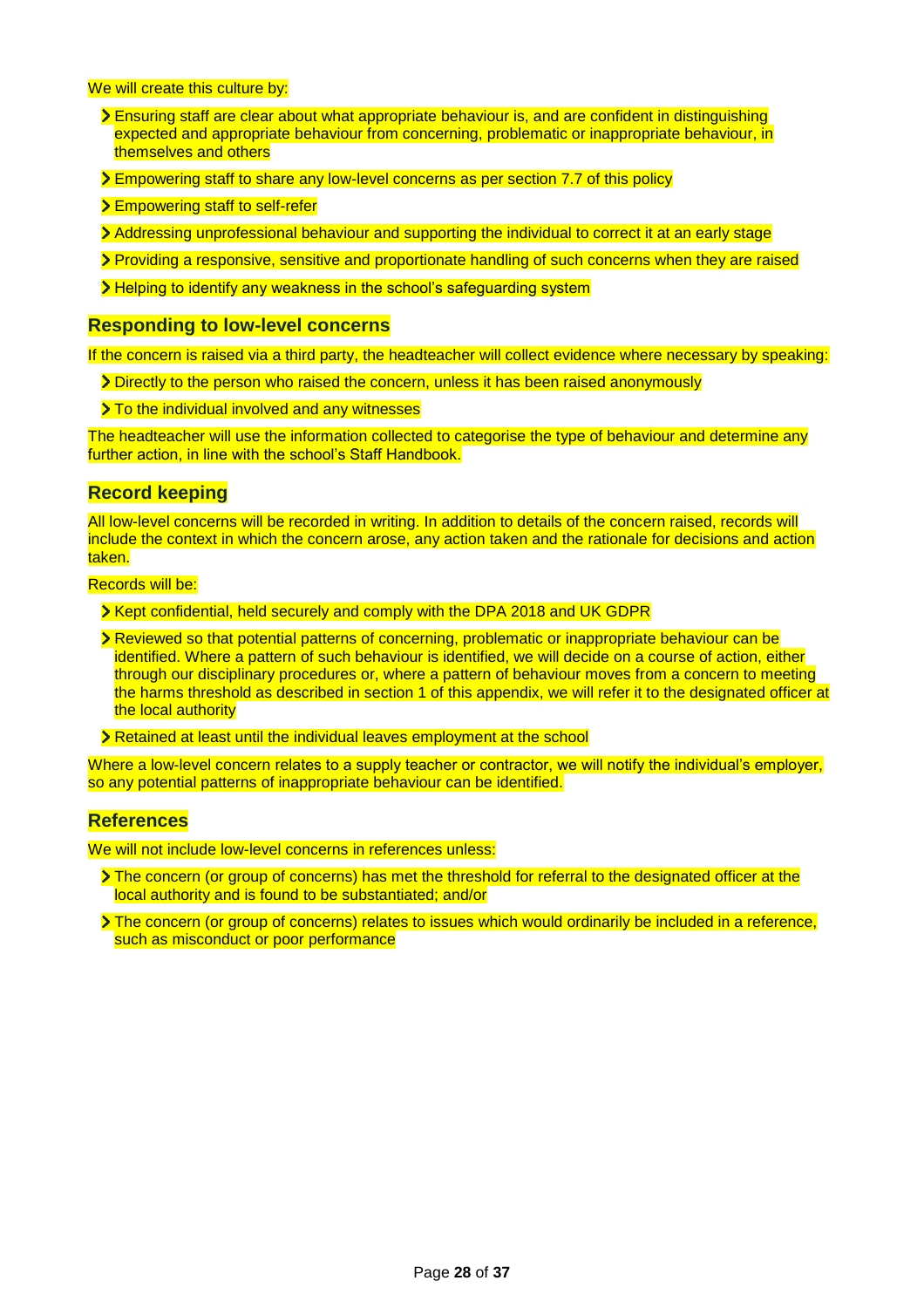We will create this culture by:

- Ensuring staff are clear about what appropriate behaviour is, and are confident in distinguishing expected and appropriate behaviour from concerning, problematic or inappropriate behaviour, in themselves and others
- Empowering staff to share any low-level concerns as per section 7.7 of this policy
- Empowering staff to self-refer
- Addressing unprofessional behaviour and supporting the individual to correct it at an early stage
- Providing a responsive, sensitive and proportionate handling of such concerns when they are raised
- Helping to identify any weakness in the school's safeguarding system

## Responding to low-level concerns

If the concern is raised via a third party, the headteacher will collect evidence where necessary by speaking:

- Directly to the person who raised the concern, unless it has been raised anonymously
- To the individual involved and any witnesses

The headteacher will use the information collected to categorise the type of behaviour and determine any further action, in line with the school's Staff Handbook.

## Record keeping

All low-level concerns will be recorded in writing. In addition to details of the concern raised, records will include the context in which the concern arose, any action taken and the rationale for decisions and action taken.

Records will be:

- Kept confidential, held securely and comply with the DPA 2018 and UK GDPR
- Reviewed so that potential patterns of concerning, problematic or inappropriate behaviour can be identified. Where a pattern of such behaviour is identified, we will decide on a course of action, either through our disciplinary procedures or, where a pattern of behaviour moves from a concern to meeting the harms threshold as described in section 1 of this appendix, we will refer it to the designated officer at the local authority
- Retained at least until the individual leaves employment at the school

Where a low-level concern relates to a supply teacher or contractor, we will notify the individual's employer, so any potential patterns of inappropriate behaviour can be identified.

## References

We will not include low-level concerns in references unless:

- The concern (or group of concerns) has met the threshold for referral to the designated officer at the local authority and is found to be substantiated; and/or
- The concern (or group of concerns) relates to issues which would ordinarily be included in a reference, such as misconduct or poor performance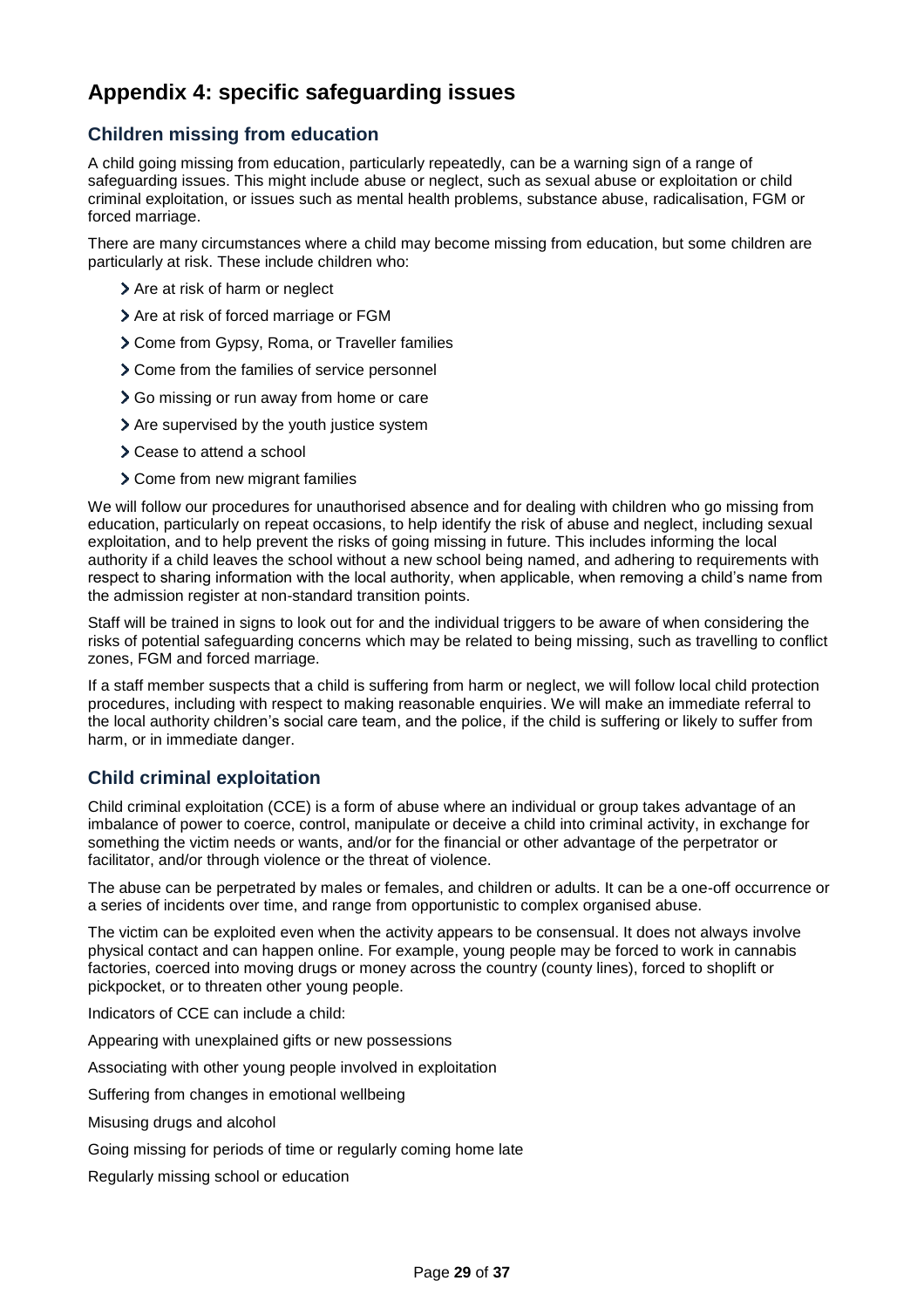# Appendix 4: specific safeguarding issues

## Children missing from education

A child going missing from education, particularly repeatedly, can be a warning sign of a range of safeguarding issues. This might include abuse or neglect, such as sexual abuse or exploitation or child criminal exploitation, or issues such as mental health problems, substance abuse, radicalisation, FGM or forced marriage.

There are many circumstances where a child may become missing from education, but some children are particularly at risk. These include children who:

- Are at risk of harm or neglect
- Are at risk of forced marriage or FGM
- Come from Gypsy, Roma, or Traveller families
- Come from the families of service personnel
- Go missing or run away from home or care
- Are supervised by the youth justice system
- Cease to attend a school
- Come from new migrant families

We will follow our procedures for unauthorised absence and for dealing with children who go missing from education, particularly on repeat occasions, to help identify the risk of abuse and neglect, including sexual exploitation, and to help prevent the risks of going missing in future. This includes informing the local authority if a child leaves the school without a new school being named, and adhering to requirements with respect to sharing information with the local authority, when applicable, when removing a child's name from the admission register at non-standard transition points.

Staff will be trained in signs to look out for and the individual triggers to be aware of when considering the risks of potential safeguarding concerns which may be related to being missing, such as travelling to conflict zones, FGM and forced marriage.

If a staff member suspects that a child is suffering from harm or neglect, we will follow local child protection procedures, including with respect to making reasonable enquiries. We will make an immediate referral to the local authority children's social care team, and the police, if the child is suffering or likely to suffer from harm, or in immediate danger.

## Child criminal exploitation

Child criminal exploitation (CCE) is a form of abuse where an individual or group takes advantage of an imbalance of power to coerce, control, manipulate or deceive a child into criminal activity, in exchange for something the victim needs or wants, and/or for the financial or other advantage of the perpetrator or facilitator, and/or through violence or the threat of violence.

The abuse can be perpetrated by males or females, and children or adults. It can be a one-off occurrence or a series of incidents over time, and range from opportunistic to complex organised abuse.

The victim can be exploited even when the activity appears to be consensual. It does not always involve physical contact and can happen online. For example, young people may be forced to work in cannabis factories, coerced into moving drugs or money across the country (county lines), forced to shoplift or pickpocket, or to threaten other young people.

Indicators of CCE can include a child:

Appearing with unexplained gifts or new possessions

Associating with other young people involved in exploitation

Suffering from changes in emotional wellbeing

Misusing drugs and alcohol

Going missing for periods of time or regularly coming home late

Regularly missing school or education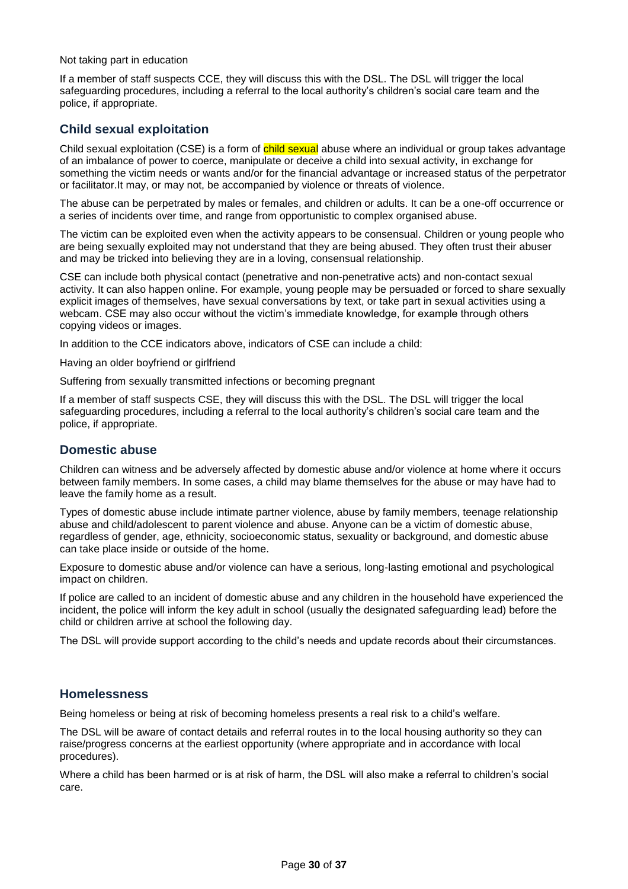Not taking part in education

If a member of staff suspects CCE, they will discuss this with the DSL. The DSL will trigger the local safeguarding procedures, including a referral to the local authority's children's social care team and the police, if appropriate.

## Child sexual exploitation

Child sexual exploitation (CSE) is a form of child sexual abuse where an individual or group takes advantage of an imbalance of power to coerce, manipulate or deceive a child into sexual activity, in exchange for something the victim needs or wants and/or for the financial advantage or increased status of the perpetrator or facilitator.It may, or may not, be accompanied by violence or threats of violence.

The abuse can be perpetrated by males or females, and children or adults. It can be a one-off occurrence or a series of incidents over time, and range from opportunistic to complex organised abuse.

The victim can be exploited even when the activity appears to be consensual. Children or young people who are being sexually exploited may not understand that they are being abused. They often trust their abuser and may be tricked into believing they are in a loving, consensual relationship.

CSE can include both physical contact (penetrative and non-penetrative acts) and non-contact sexual activity. It can also happen online. For example, young people may be persuaded or forced to share sexually explicit images of themselves, have sexual conversations by text, or take part in sexual activities using a webcam. CSE may also occur without the victim's immediate knowledge, for example through others copying videos or images.

In addition to the CCE indicators above, indicators of CSE can include a child:

Having an older boyfriend or girlfriend

Suffering from sexually transmitted infections or becoming pregnant

If a member of staff suspects CSE, they will discuss this with the DSL. The DSL will trigger the local safeguarding procedures, including a referral to the local authority's children's social care team and the police, if appropriate.

## Domestic abuse

Children can witness and be adversely affected by domestic abuse and/or violence at home where it occurs between family members. In some cases, a child may blame themselves for the abuse or may have had to leave the family home as a result.

Types of domestic abuse include intimate partner violence, abuse by family members, teenage relationship abuse and child/adolescent to parent violence and abuse. Anyone can be a victim of domestic abuse, regardless of gender, age, ethnicity, socioeconomic status, sexuality or background, and domestic abuse can take place inside or outside of the home.

Exposure to domestic abuse and/or violence can have a serious, long-lasting emotional and psychological impact on children.

If police are called to an incident of domestic abuse and any children in the household have experienced the incident, the police will inform the key adult in school (usually the designated safeguarding lead) before the child or children arrive at school the following day.

The DSL will provide support according to the child's needs and update records about their circumstances.

## Homelessness

Being homeless or being at risk of becoming homeless presents a real risk to a child's welfare.

The DSL will be aware of contact details and referral routes in to the local housing authority so they can raise/progress concerns at the earliest opportunity (where appropriate and in accordance with local procedures).

Where a child has been harmed or is at risk of harm, the DSL will also make a referral to children's social care.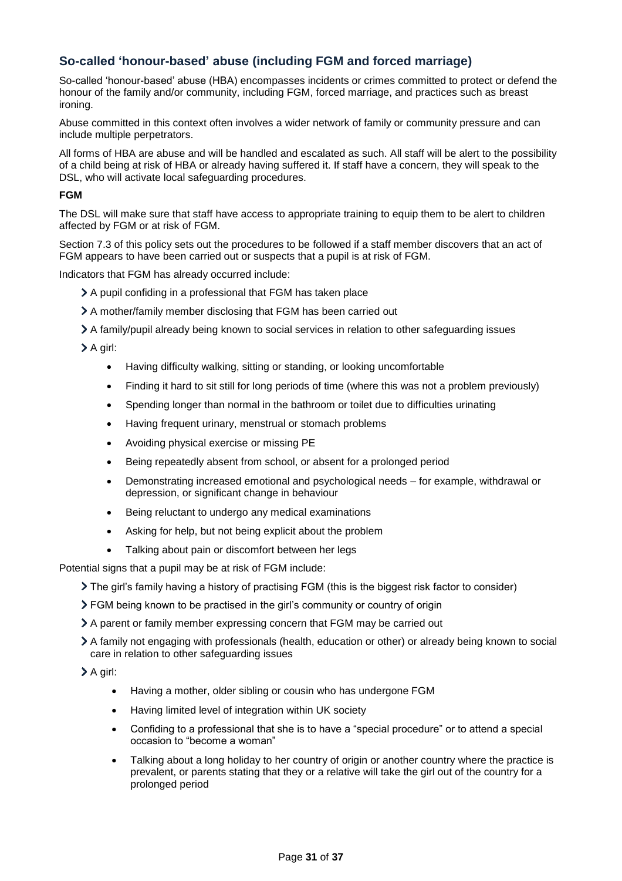## So-called 'honour-based' abuse (including FGM and forced marriage)

So-called 'honour-based' abuse (HBA) encompasses incidents or crimes committed to protect or defend the honour of the family and/or community, including FGM, forced marriage, and practices such as breast ironing.

Abuse committed in this context often involves a wider network of family or community pressure and can include multiple perpetrators.

All forms of HBA are abuse and will be handled and escalated as such. All staff will be alert to the possibility of a child being at risk of HBA or already having suffered it. If staff have a concern, they will speak to the DSL, who will activate local safeguarding procedures.

**FGM**

The DSL will make sure that staff have access to appropriate training to equip them to be alert to children affected by FGM or at risk of FGM.

Section 7.3 of this policy sets out the procedures to be followed if a staff member discovers that an act of FGM appears to have been carried out or suspects that a pupil is at risk of FGM.

Indicators that FGM has already occurred include:

- A pupil confiding in a professional that FGM has taken place
- A mother/family member disclosing that FGM has been carried out
- A family/pupil already being known to social services in relation to other safeguarding issues
- A girl:
  - Having difficulty walking, sitting or standing, or looking uncomfortable
  - Finding it hard to sit still for long periods of time (where this was not a problem previously)
  - Spending longer than normal in the bathroom or toilet due to difficulties urinating
  - Having frequent urinary, menstrual or stomach problems
  - Avoiding physical exercise or missing PE
  - Being repeatedly absent from school, or absent for a prolonged period
  - Demonstrating increased emotional and psychological needs – for example, withdrawal or depression, or significant change in behaviour
  - Being reluctant to undergo any medical examinations
  - Asking for help, but not being explicit about the problem
  - Talking about pain or discomfort between her legs

Potential signs that a pupil may be at risk of FGM include:

- The girl's family having a history of practising FGM (this is the biggest risk factor to consider)
- FGM being known to be practised in the girl's community or country of origin
- A parent or family member expressing concern that FGM may be carried out
- A family not engaging with professionals (health, education or other) or already being known to social care in relation to other safeguarding issues
- A girl:
  - Having a mother, older sibling or cousin who has undergone FGM
  - Having limited level of integration within UK society
  - Confiding to a professional that she is to have a "special procedure" or to attend a special occasion to "become a woman"
  - Talking about a long holiday to her country of origin or another country where the practice is prevalent, or parents stating that they or a relative will take the girl out of the country for a prolonged period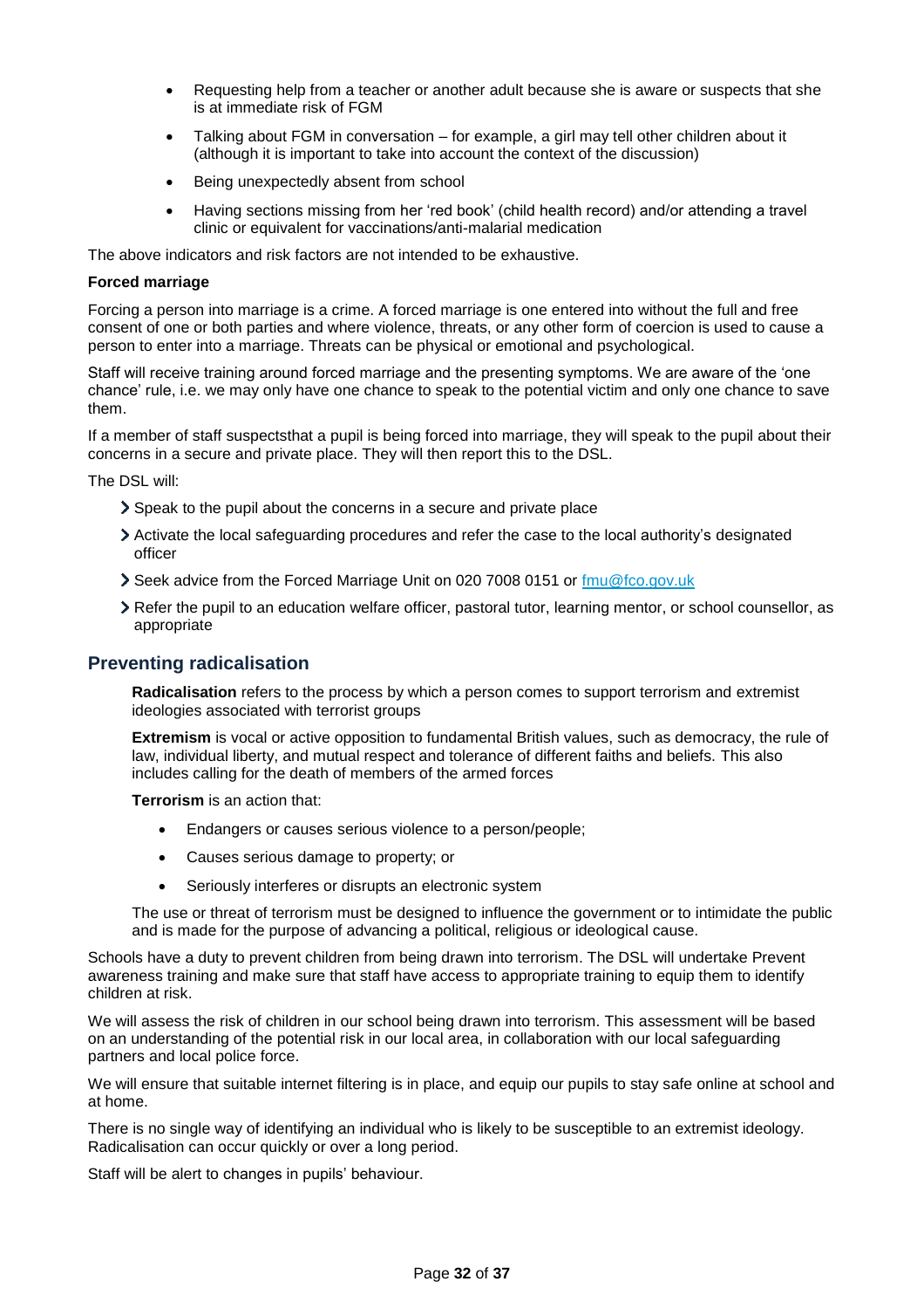- Requesting help from a teacher or another adult because she is aware or suspects that she is at immediate risk of FGM
- Talking about FGM in conversation – for example, a girl may tell other children about it (although it is important to take into account the context of the discussion)
- Being unexpectedly absent from school
- Having sections missing from her 'red book' (child health record) and/or attending a travel clinic or equivalent for vaccinations/anti-malarial medication

The above indicators and risk factors are not intended to be exhaustive.

**Forced marriage**

Forcing a person into marriage is a crime. A forced marriage is one entered into without the full and free consent of one or both parties and where violence, threats, or any other form of coercion is used to cause a person to enter into a marriage. Threats can be physical or emotional and psychological.

Staff will receive training around forced marriage and the presenting symptoms. We are aware of the 'one chance' rule, i.e. we may only have one chance to speak to the potential victim and only one chance to save them.

If a member of staff suspectsthat a pupil is being forced into marriage, they will speak to the pupil about their concerns in a secure and private place. They will then report this to the DSL.

The DSL will:

- Speak to the pupil about the concerns in a secure and private place
- Activate the local safeguarding procedures and refer the case to the local authority's designated officer
- Seek advice from the Forced Marriage Unit on 020 7008 0151 or [fmu@fco.gov.uk](mailto:fmu@fco.gov.uk)
- Refer the pupil to an education welfare officer, pastoral tutor, learning mentor, or school counsellor, as appropriate

## Preventing radicalisation

**Radicalisation** refers to the process by which a person comes to support terrorism and extremist ideologies associated with terrorist groups

**Extremism** is vocal or active opposition to fundamental British values, such as democracy, the rule of law, individual liberty, and mutual respect and tolerance of different faiths and beliefs. This also includes calling for the death of members of the armed forces

**Terrorism** is an action that:

- Endangers or causes serious violence to a person/people;
- Causes serious damage to property; or
- Seriously interferes or disrupts an electronic system

The use or threat of terrorism must be designed to influence the government or to intimidate the public and is made for the purpose of advancing a political, religious or ideological cause.

Schools have a duty to prevent children from being drawn into terrorism. The DSL will undertake Prevent awareness training and make sure that staff have access to appropriate training to equip them to identify children at risk.

We will assess the risk of children in our school being drawn into terrorism. This assessment will be based on an understanding of the potential risk in our local area, in collaboration with our local safeguarding partners and local police force.

We will ensure that suitable internet filtering is in place, and equip our pupils to stay safe online at school and at home.

There is no single way of identifying an individual who is likely to be susceptible to an extremist ideology. Radicalisation can occur quickly or over a long period.

Staff will be alert to changes in pupils' behaviour.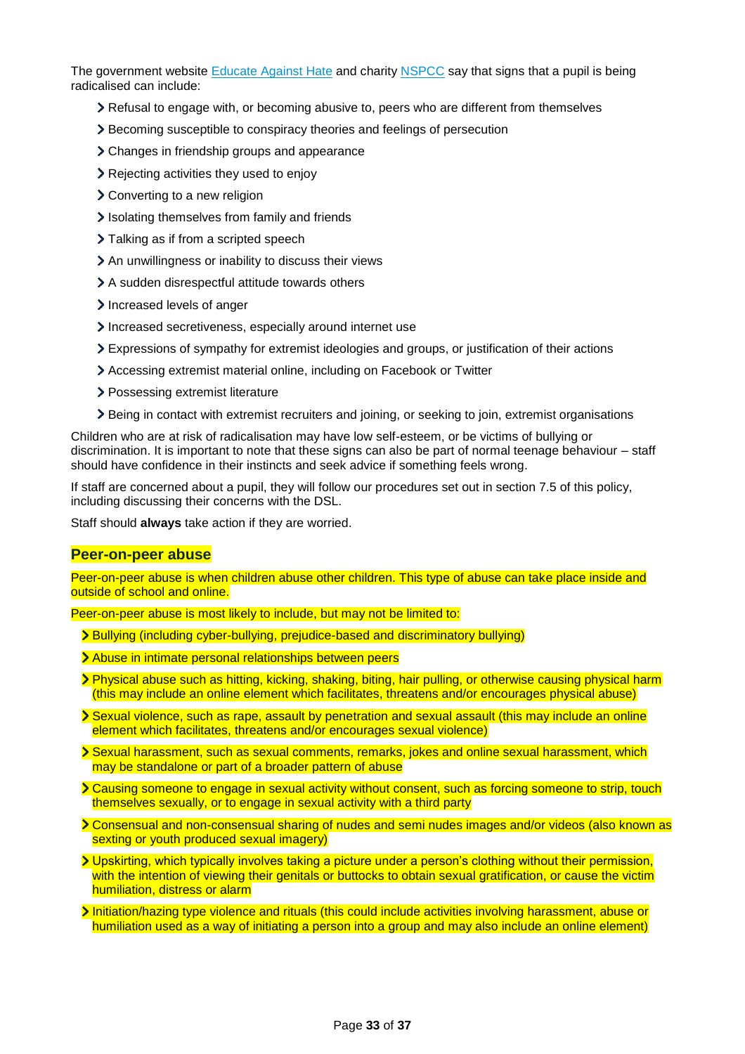The government website Educate Against Hate and charity NSPCC say that signs that a pupil is being radicalised can include:

- Refusal to engage with, or becoming abusive to, peers who are different from themselves
- Becoming susceptible to conspiracy theories and feelings of persecution
- Changes in friendship groups and appearance
- Rejecting activities they used to enjoy
- Converting to a new religion
- Isolating themselves from family and friends
- Talking as if from a scripted speech
- An unwillingness or inability to discuss their views
- A sudden disrespectful attitude towards others
- Increased levels of anger
- Increased secretiveness, especially around internet use
- Expressions of sympathy for extremist ideologies and groups, or justification of their actions
- Accessing extremist material online, including on Facebook or Twitter
- Possessing extremist literature
- Being in contact with extremist recruiters and joining, or seeking to join, extremist organisations

Children who are at risk of radicalisation may have low self-esteem, or be victims of bullying or discrimination. It is important to note that these signs can also be part of normal teenage behaviour – staff should have confidence in their instincts and seek advice if something feels wrong.

If staff are concerned about a pupil, they will follow our procedures set out in section 7.5 of this policy, including discussing their concerns with the DSL.

Staff should **always** take action if they are worried.

## Peer-on-peer abuse

Peer-on-peer abuse is when children abuse other children. This type of abuse can take place inside and outside of school and online.

Peer-on-peer abuse is most likely to include, but may not be limited to:

- Bullying (including cyber-bullying, prejudice-based and discriminatory bullying)
- Abuse in intimate personal relationships between peers
- Physical abuse such as hitting, kicking, shaking, biting, hair pulling, or otherwise causing physical harm (this may include an online element which facilitates, threatens and/or encourages physical abuse)
- Sexual violence, such as rape, assault by penetration and sexual assault (this may include an online element which facilitates, threatens and/or encourages sexual violence)
- Sexual harassment, such as sexual comments, remarks, jokes and online sexual harassment, which may be standalone or part of a broader pattern of abuse
- Causing someone to engage in sexual activity without consent, such as forcing someone to strip, touch themselves sexually, or to engage in sexual activity with a third party
- Consensual and non-consensual sharing of nudes and semi nudes images and/or videos (also known as sexting or youth produced sexual imagery)
- Upskirting, which typically involves taking a picture under a person's clothing without their permission, with the intention of viewing their genitals or buttocks to obtain sexual gratification, or cause the victim humiliation, distress or alarm
- Initiation/hazing type violence and rituals (this could include activities involving harassment, abuse or humiliation used as a way of initiating a person into a group and may also include an online element)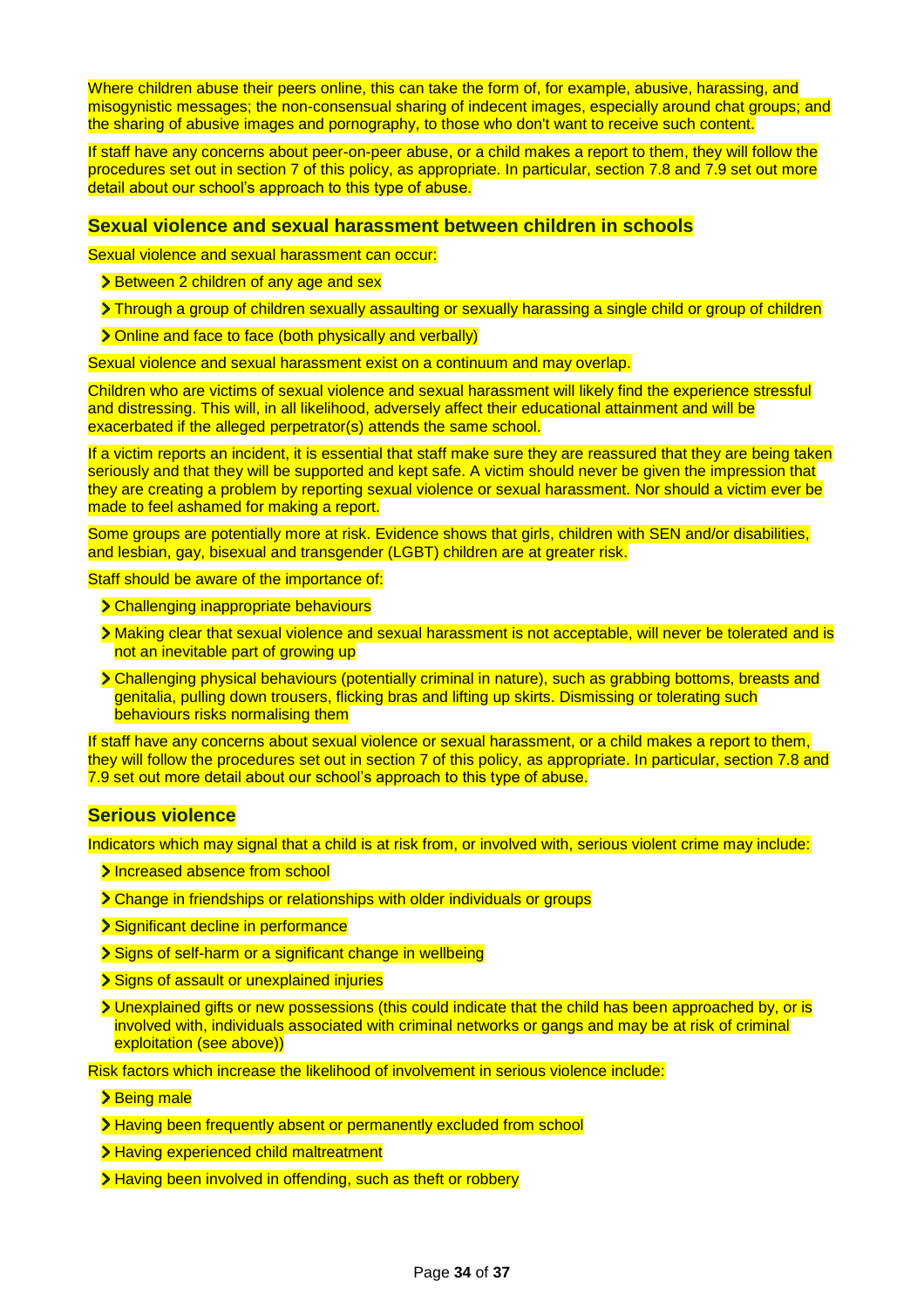Where children abuse their peers online, this can take the form of, for example, abusive, harassing, and misogynistic messages; the non-consensual sharing of indecent images, especially around chat groups; and the sharing of abusive images and pornography, to those who don't want to receive such content.

If staff have any concerns about peer-on-peer abuse, or a child makes a report to them, they will follow the procedures set out in section 7 of this policy, as appropriate. In particular, section 7.8 and 7.9 set out more detail about our school's approach to this type of abuse.

### Sexual violence and sexual harassment between children in schools

Sexual violence and sexual harassment can occur:

- Between 2 children of any age and sex
- Through a group of children sexually assaulting or sexually harassing a single child or group of children
- Online and face to face (both physically and verbally)

Sexual violence and sexual harassment exist on a continuum and may overlap.

Children who are victims of sexual violence and sexual harassment will likely find the experience stressful and distressing. This will, in all likelihood, adversely affect their educational attainment and will be exacerbated if the alleged perpetrator(s) attends the same school.

If a victim reports an incident, it is essential that staff make sure they are reassured that they are being taken seriously and that they will be supported and kept safe. A victim should never be given the impression that they are creating a problem by reporting sexual violence or sexual harassment. Nor should a victim ever be made to feel ashamed for making a report.

Some groups are potentially more at risk. Evidence shows that girls, children with SEN and/or disabilities, and lesbian, gay, bisexual and transgender (LGBT) children are at greater risk.

Staff should be aware of the importance of:

- Challenging inappropriate behaviours
- Making clear that sexual violence and sexual harassment is not acceptable, will never be tolerated and is not an inevitable part of growing up
- Challenging physical behaviours (potentially criminal in nature), such as grabbing bottoms, breasts and genitalia, pulling down trousers, flicking bras and lifting up skirts. Dismissing or tolerating such behaviours risks normalising them

If staff have any concerns about sexual violence or sexual harassment, or a child makes a report to them, they will follow the procedures set out in section 7 of this policy, as appropriate. In particular, section 7.8 and 7.9 set out more detail about our school's approach to this type of abuse.

### Serious violence

Indicators which may signal that a child is at risk from, or involved with, serious violent crime may include:

- Increased absence from school
- Change in friendships or relationships with older individuals or groups
- Significant decline in performance
- Signs of self-harm or a significant change in wellbeing
- Signs of assault or unexplained injuries
- Unexplained gifts or new possessions (this could indicate that the child has been approached by, or is involved with, individuals associated with criminal networks or gangs and may be at risk of criminal exploitation (see above))

Risk factors which increase the likelihood of involvement in serious violence include:

- Being male
- Having been frequently absent or permanently excluded from school
- Having experienced child maltreatment
- Having been involved in offending, such as theft or robbery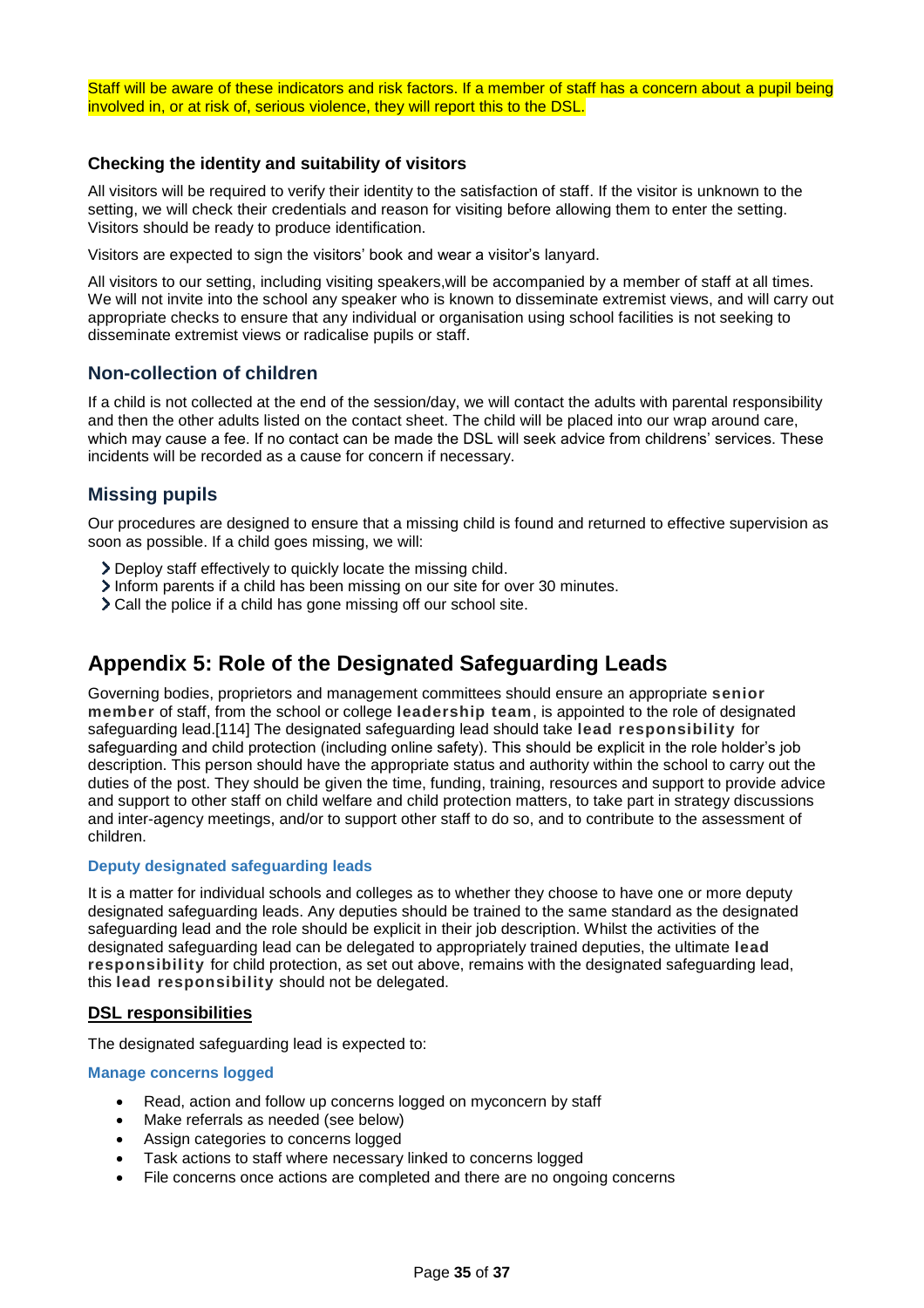Staff will be aware of these indicators and risk factors. If a member of staff has a concern about a pupil being involved in, or at risk of, serious violence, they will report this to the DSL.

### Checking the identity and suitability of visitors

All visitors will be required to verify their identity to the satisfaction of staff. If the visitor is unknown to the setting, we will check their credentials and reason for visiting before allowing them to enter the setting. Visitors should be ready to produce identification.

Visitors are expected to sign the visitors' book and wear a visitor's lanyard.

All visitors to our setting, including visiting speakers,will be accompanied by a member of staff at all times. We will not invite into the school any speaker who is known to disseminate extremist views, and will carry out appropriate checks to ensure that any individual or organisation using school facilities is not seeking to disseminate extremist views or radicalise pupils or staff.

### Non-collection of children

If a child is not collected at the end of the session/day, we will contact the adults with parental responsibility and then the other adults listed on the contact sheet. The child will be placed into our wrap around care, which may cause a fee. If no contact can be made the DSL will seek advice from childrens' services. These incidents will be recorded as a cause for concern if necessary.

### Missing pupils

Our procedures are designed to ensure that a missing child is found and returned to effective supervision as soon as possible. If a child goes missing, we will:

- Deploy staff effectively to quickly locate the missing child.
- Inform parents if a child has been missing on our site for over 30 minutes.
- Call the police if a child has gone missing off our school site.

## Appendix 5: Role of the Designated Safeguarding Leads

Governing bodies, proprietors and management committees should ensure an appropriate **senior member** of staff, from the school or college **leadership team**, is appointed to the role of designated safeguarding lead.[114] The designated safeguarding lead should take **lead responsibility** for safeguarding and child protection (including online safety). This should be explicit in the role holder's job description. This person should have the appropriate status and authority within the school to carry out the duties of the post. They should be given the time, funding, training, resources and support to provide advice and support to other staff on child welfare and child protection matters, to take part in strategy discussions and inter-agency meetings, and/or to support other staff to do so, and to contribute to the assessment of children.

#### Deputy designated safeguarding leads

It is a matter for individual schools and colleges as to whether they choose to have one or more deputy designated safeguarding leads. Any deputies should be trained to the same standard as the designated safeguarding lead and the role should be explicit in their job description. Whilst the activities of the designated safeguarding lead can be delegated to appropriately trained deputies, the ultimate **lead responsibility** for child protection, as set out above, remains with the designated safeguarding lead, this **lead responsibility** should not be delegated.

### DSL responsibilities

The designated safeguarding lead is expected to:

#### Manage concerns logged

- Read, action and follow up concerns logged on myconcern by staff
- Make referrals as needed (see below)
- Assign categories to concerns logged
- Task actions to staff where necessary linked to concerns logged
- File concerns once actions are completed and there are no ongoing concerns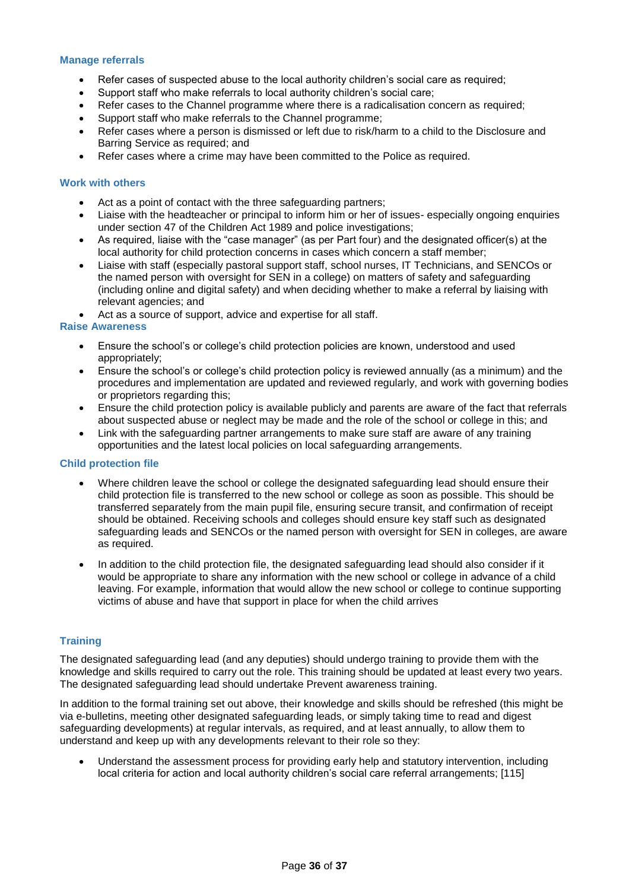### Manage referrals

- Refer cases of suspected abuse to the local authority children's social care as required;
- Support staff who make referrals to local authority children's social care;
- Refer cases to the Channel programme where there is a radicalisation concern as required;
- Support staff who make referrals to the Channel programme;
- Refer cases where a person is dismissed or left due to risk/harm to a child to the Disclosure and Barring Service as required; and
- Refer cases where a crime may have been committed to the Police as required.

### Work with others

- Act as a point of contact with the three safeguarding partners;
- Liaise with the headteacher or principal to inform him or her of issues- especially ongoing enquiries under section 47 of the Children Act 1989 and police investigations;
- As required, liaise with the "case manager" (as per Part four) and the designated officer(s) at the local authority for child protection concerns in cases which concern a staff member;
- Liaise with staff (especially pastoral support staff, school nurses, IT Technicians, and SENCOs or the named person with oversight for SEN in a college) on matters of safety and safeguarding (including online and digital safety) and when deciding whether to make a referral by liaising with relevant agencies; and
- Act as a source of support, advice and expertise for all staff.

### Raise Awareness

- Ensure the school's or college's child protection policies are known, understood and used appropriately;
- Ensure the school's or college's child protection policy is reviewed annually (as a minimum) and the procedures and implementation are updated and reviewed regularly, and work with governing bodies or proprietors regarding this;
- Ensure the child protection policy is available publicly and parents are aware of the fact that referrals about suspected abuse or neglect may be made and the role of the school or college in this; and
- Link with the safeguarding partner arrangements to make sure staff are aware of any training opportunities and the latest local policies on local safeguarding arrangements.

### Child protection file

- Where children leave the school or college the designated safeguarding lead should ensure their child protection file is transferred to the new school or college as soon as possible. This should be transferred separately from the main pupil file, ensuring secure transit, and confirmation of receipt should be obtained. Receiving schools and colleges should ensure key staff such as designated safeguarding leads and SENCOs or the named person with oversight for SEN in colleges, are aware as required.

- In addition to the child protection file, the designated safeguarding lead should also consider if it would be appropriate to share any information with the new school or college in advance of a child leaving. For example, information that would allow the new school or college to continue supporting victims of abuse and have that support in place for when the child arrives

### Training

The designated safeguarding lead (and any deputies) should undergo training to provide them with the knowledge and skills required to carry out the role. This training should be updated at least every two years. The designated safeguarding lead should undertake Prevent awareness training.

In addition to the formal training set out above, their knowledge and skills should be refreshed (this might be via e-bulletins, meeting other designated safeguarding leads, or simply taking time to read and digest safeguarding developments) at regular intervals, as required, and at least annually, to allow them to understand and keep up with any developments relevant to their role so they:

- Understand the assessment process for providing early help and statutory intervention, including local criteria for action and local authority children's social care referral arrangements; [115]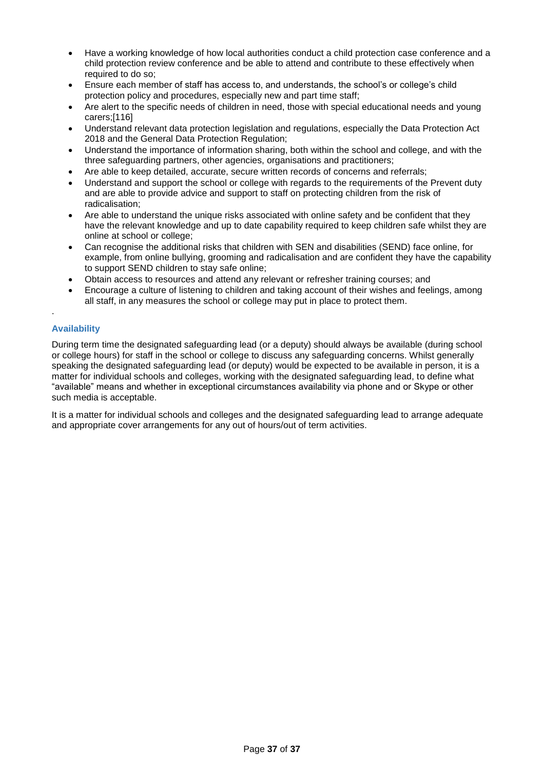- Have a working knowledge of how local authorities conduct a child protection case conference and a child protection review conference and be able to attend and contribute to these effectively when required to do so;
- Ensure each member of staff has access to, and understands, the school's or college's child protection policy and procedures, especially new and part time staff;
- Are alert to the specific needs of children in need, those with special educational needs and young carers;[116]
- Understand relevant data protection legislation and regulations, especially the Data Protection Act 2018 and the General Data Protection Regulation;
- Understand the importance of information sharing, both within the school and college, and with the three safeguarding partners, other agencies, organisations and practitioners;
- Are able to keep detailed, accurate, secure written records of concerns and referrals;
- Understand and support the school or college with regards to the requirements of the Prevent duty and are able to provide advice and support to staff on protecting children from the risk of radicalisation;
- Are able to understand the unique risks associated with online safety and be confident that they have the relevant knowledge and up to date capability required to keep children safe whilst they are online at school or college;
- Can recognise the additional risks that children with SEN and disabilities (SEND) face online, for example, from online bullying, grooming and radicalisation and are confident they have the capability to support SEND children to stay safe online;
- Obtain access to resources and attend any relevant or refresher training courses; and
- Encourage a culture of listening to children and taking account of their wishes and feelings, among all staff, in any measures the school or college may put in place to protect them.

.

### Availability

During term time the designated safeguarding lead (or a deputy) should always be available (during school or college hours) for staff in the school or college to discuss any safeguarding concerns. Whilst generally speaking the designated safeguarding lead (or deputy) would be expected to be available in person, it is a matter for individual schools and colleges, working with the designated safeguarding lead, to define what "available" means and whether in exceptional circumstances availability via phone and or Skype or other such media is acceptable.

It is a matter for individual schools and colleges and the designated safeguarding lead to arrange adequate and appropriate cover arrangements for any out of hours/out of term activities.